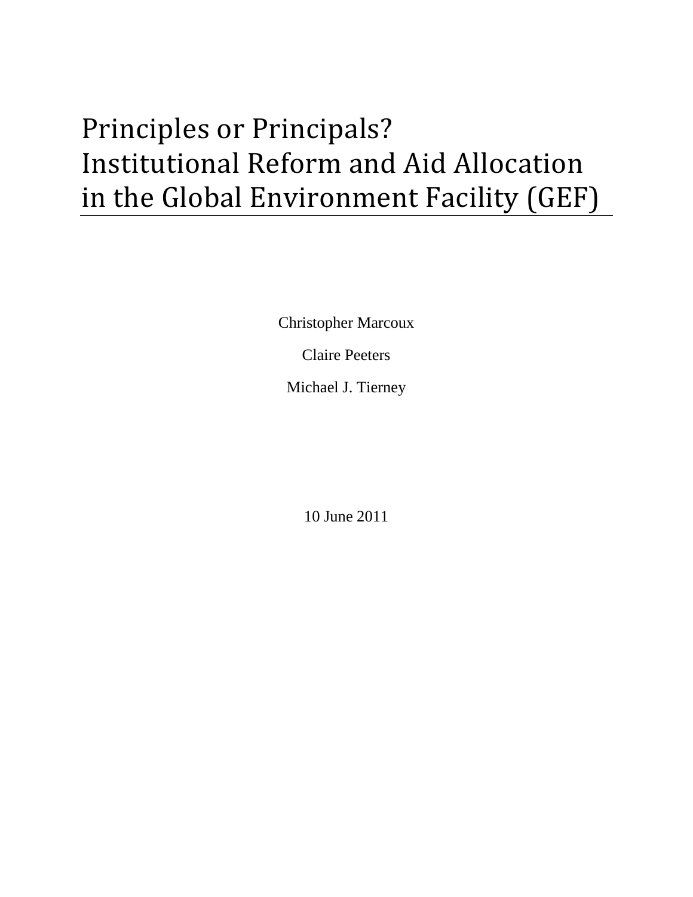# Principles or Principals? Institutional Reform and Aid Allocation in the Global Environment Facility (GEF)

Christopher Marcoux

Claire Peeters

Michael J. Tierney

10 June 2011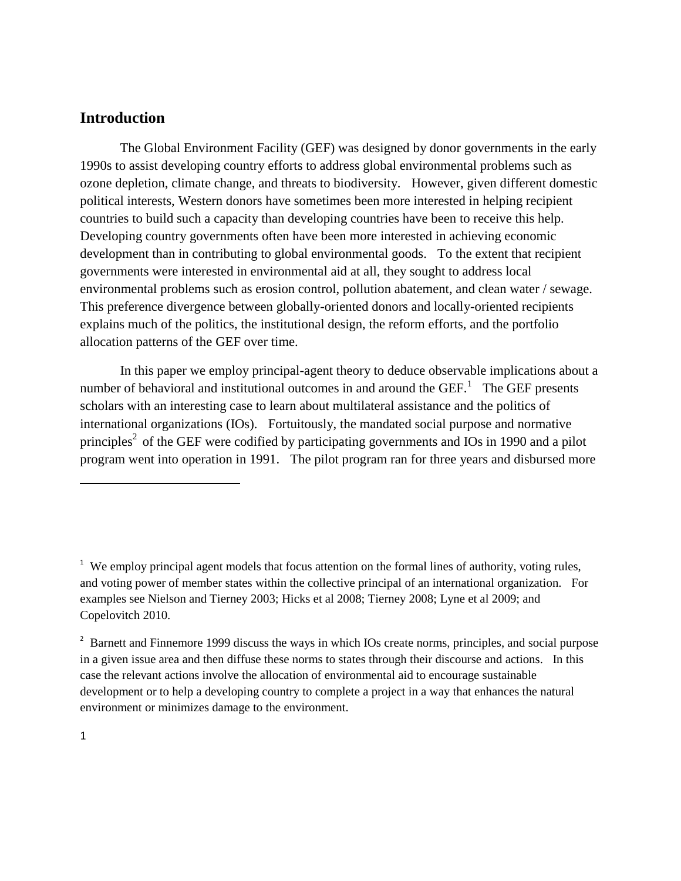## Introduction

The Global Environment Facility (GEF) was designed by donor governments in the early 1990s to assist developing country efforts to address global environmental problems such as ozone depletion, climate change, and threats to biodiversity. However, given different domestic political interests, Western donors have sometimes been more interested in helping recipient countries to build such a capacity than developing countries have been to receive this help. Developing country governments often have been more interested in achieving economic development than in contributing to global environmental goods. To the extent that recipient governments were interested in environmental aid at all, they sought to address local environmental problems such as erosion control, pollution abatement, and clean water / sewage. This preference divergence between globally-oriented donors and locally-oriented recipients explains much of the politics, the institutional design, the reform efforts, and the portfolio allocation patterns of the GEF over time.

In this paper we employ principal-agent theory to deduce observable implications about a number of behavioral and institutional outcomes in and around the GEF.[1] The GEF presents scholars with an interesting case to learn about multilateral assistance and the politics of international organizations (IOs). Fortuitously, the mandated social purpose and normative principles[2] of the GEF were codified by participating governments and IOs in 1990 and a pilot program went into operation in 1991. The pilot program ran for three years and disbursed more

---

[1] We employ principal agent models that focus attention on the formal lines of authority, voting rules, and voting power of member states within the collective principal of an international organization. For examples see Nielson and Tierney 2003; Hicks et al 2008; Tierney 2008; Lyne et al 2009; and Copelovitch 2010.

[2] Barnett and Finnemore 1999 discuss the ways in which IOs create norms, principles, and social purpose in a given issue area and then diffuse these norms to states through their discourse and actions. In this case the relevant actions involve the allocation of environmental aid to encourage sustainable development or to help a developing country to complete a project in a way that enhances the natural environment or minimizes damage to the environment.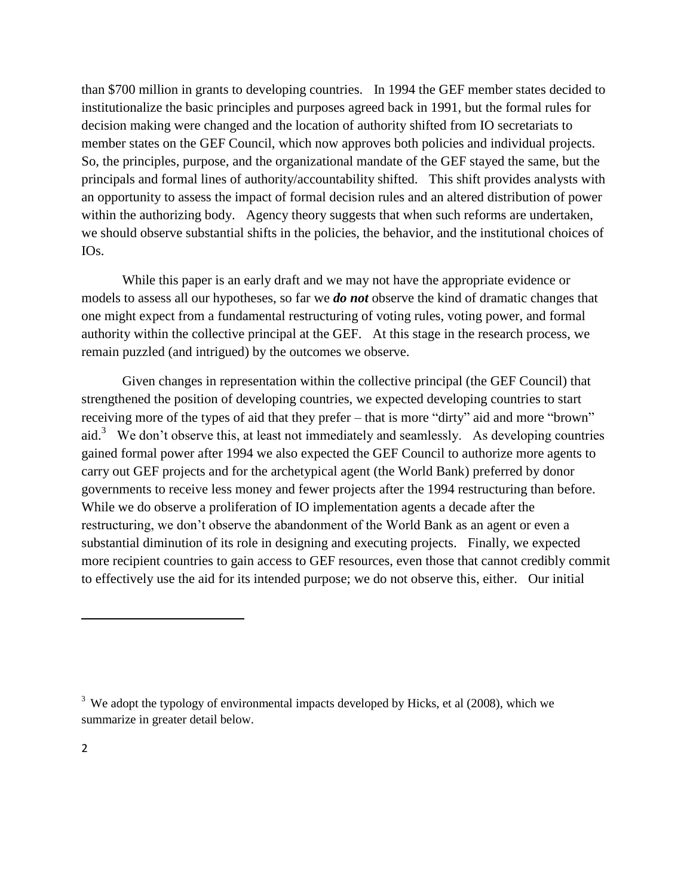than $700 million in grants to developing countries. In 1994 the GEF member states decided to institutionalize the basic principles and purposes agreed back in 1991, but the formal rules for decision making were changed and the location of authority shifted from IO secretariats to member states on the GEF Council, which now approves both policies and individual projects. So, the principles, purpose, and the organizational mandate of the GEF stayed the same, but the principals and formal lines of authority/accountability shifted. This shift provides analysts with an opportunity to assess the impact of formal decision rules and an altered distribution of power within the authorizing body. Agency theory suggests that when such reforms are undertaken, we should observe substantial shifts in the policies, the behavior, and the institutional choices of IOs.

While this paper is an early draft and we may not have the appropriate evidence or models to assess all our hypotheses, so far we ***do not*** observe the kind of dramatic changes that one might expect from a fundamental restructuring of voting rules, voting power, and formal authority within the collective principal at the GEF. At this stage in the research process, we remain puzzled (and intrigued) by the outcomes we observe.

Given changes in representation within the collective principal (the GEF Council) that strengthened the position of developing countries, we expected developing countries to start receiving more of the types of aid that they prefer – that is more "dirty" aid and more "brown" aid.[3] We don't observe this, at least not immediately and seamlessly. As developing countries gained formal power after 1994 we also expected the GEF Council to authorize more agents to carry out GEF projects and for the archetypical agent (the World Bank) preferred by donor governments to receive less money and fewer projects after the 1994 restructuring than before. While we do observe a proliferation of IO implementation agents a decade after the restructuring, we don't observe the abandonment of the World Bank as an agent or even a substantial diminution of its role in designing and executing projects. Finally, we expected more recipient countries to gain access to GEF resources, even those that cannot credibly commit to effectively use the aid for its intended purpose; we do not observe this, either. Our initial

---

[3] We adopt the typology of environmental impacts developed by Hicks, et al (2008), which we summarize in greater detail below.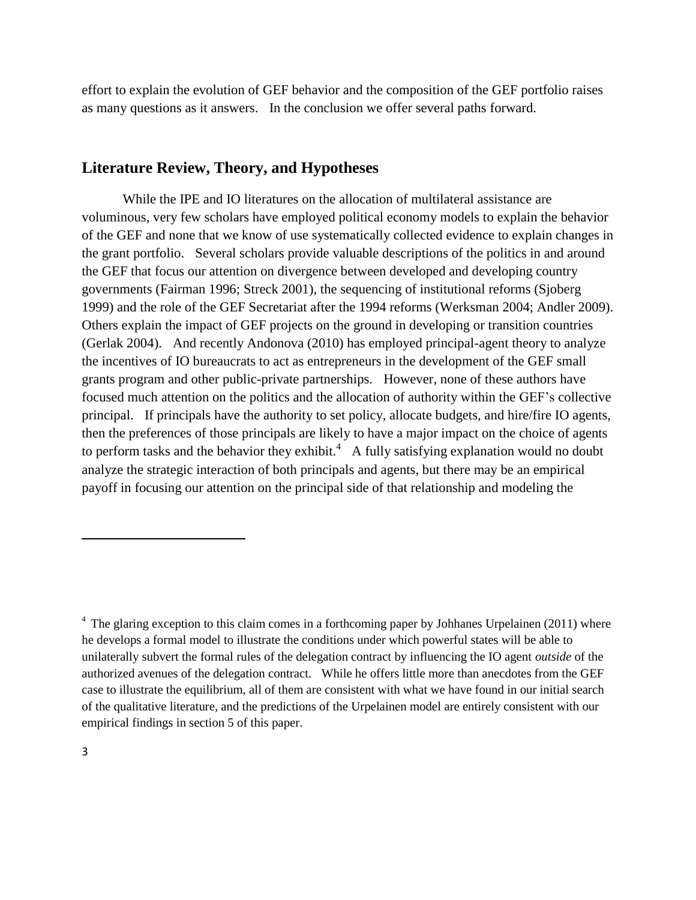effort to explain the evolution of GEF behavior and the composition of the GEF portfolio raises as many questions as it answers. In the conclusion we offer several paths forward.

## Literature Review, Theory, and Hypotheses

While the IPE and IO literatures on the allocation of multilateral assistance are voluminous, very few scholars have employed political economy models to explain the behavior of the GEF and none that we know of use systematically collected evidence to explain changes in the grant portfolio. Several scholars provide valuable descriptions of the politics in and around the GEF that focus our attention on divergence between developed and developing country governments (Fairman 1996; Streck 2001), the sequencing of institutional reforms (Sjoberg 1999) and the role of the GEF Secretariat after the 1994 reforms (Werksman 2004; Andler 2009). Others explain the impact of GEF projects on the ground in developing or transition countries (Gerlak 2004). And recently Andonova (2010) has employed principal-agent theory to analyze the incentives of IO bureaucrats to act as entrepreneurs in the development of the GEF small grants program and other public-private partnerships. However, none of these authors have focused much attention on the politics and the allocation of authority within the GEF's collective principal. If principals have the authority to set policy, allocate budgets, and hire/fire IO agents, then the preferences of those principals are likely to have a major impact on the choice of agents to perform tasks and the behavior they exhibit.[4] A fully satisfying explanation would no doubt analyze the strategic interaction of both principals and agents, but there may be an empirical payoff in focusing our attention on the principal side of that relationship and modeling the

---

[4] The glaring exception to this claim comes in a forthcoming paper by Johhanes Urpelainen (2011) where he develops a formal model to illustrate the conditions under which powerful states will be able to unilaterally subvert the formal rules of the delegation contract by influencing the IO agent *outside* of the authorized avenues of the delegation contract. While he offers little more than anecdotes from the GEF case to illustrate the equilibrium, all of them are consistent with what we have found in our initial search of the qualitative literature, and the predictions of the Urpelainen model are entirely consistent with our empirical findings in section 5 of this paper.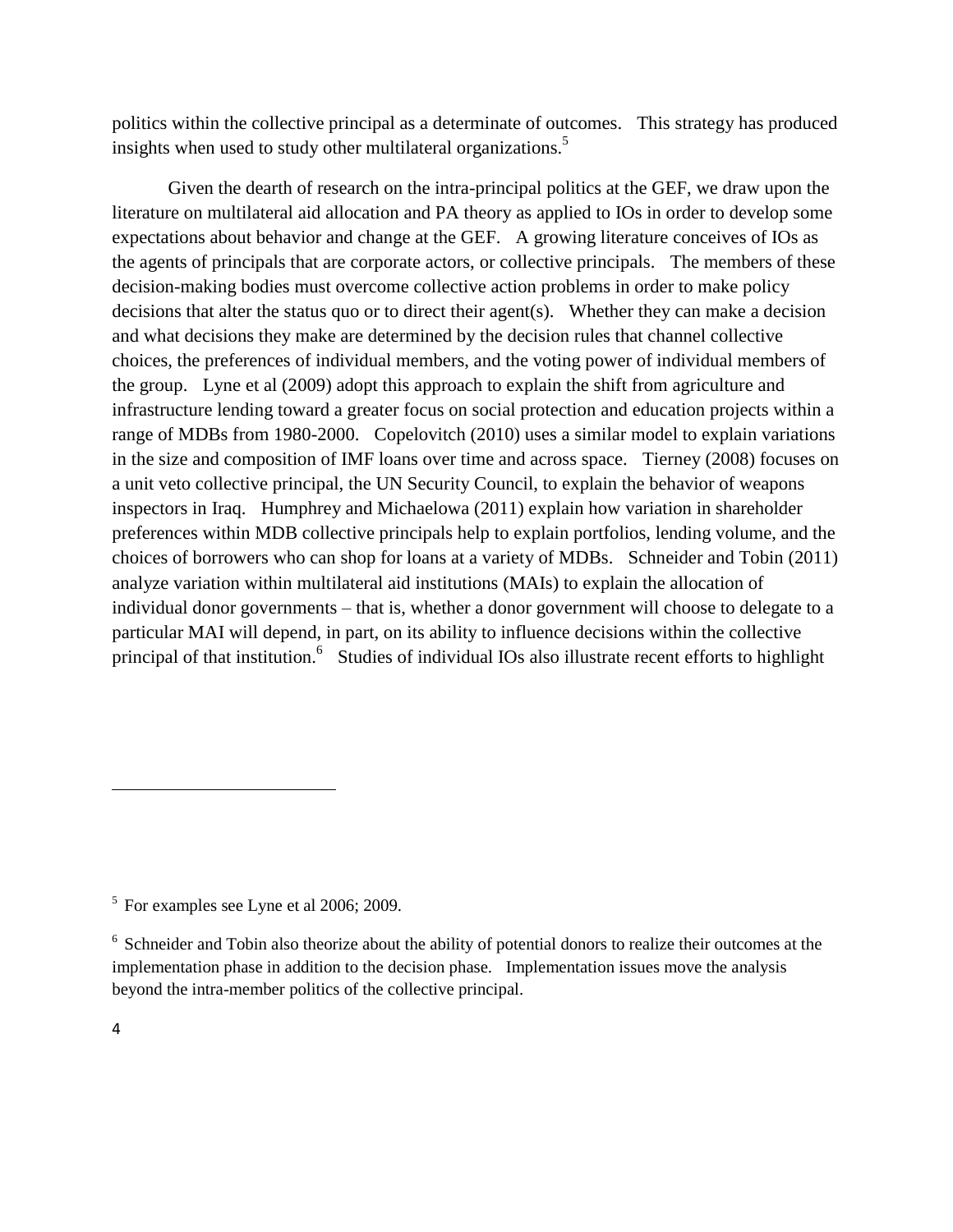politics within the collective principal as a determinate of outcomes. This strategy has produced insights when used to study other multilateral organizations.[5]

Given the dearth of research on the intra-principal politics at the GEF, we draw upon the literature on multilateral aid allocation and PA theory as applied to IOs in order to develop some expectations about behavior and change at the GEF. A growing literature conceives of IOs as the agents of principals that are corporate actors, or collective principals. The members of these decision-making bodies must overcome collective action problems in order to make policy decisions that alter the status quo or to direct their agent(s). Whether they can make a decision and what decisions they make are determined by the decision rules that channel collective choices, the preferences of individual members, and the voting power of individual members of the group. Lyne et al (2009) adopt this approach to explain the shift from agriculture and infrastructure lending toward a greater focus on social protection and education projects within a range of MDBs from 1980-2000. Copelovitch (2010) uses a similar model to explain variations in the size and composition of IMF loans over time and across space. Tierney (2008) focuses on a unit veto collective principal, the UN Security Council, to explain the behavior of weapons inspectors in Iraq. Humphrey and Michaelowa (2011) explain how variation in shareholder preferences within MDB collective principals help to explain portfolios, lending volume, and the choices of borrowers who can shop for loans at a variety of MDBs. Schneider and Tobin (2011) analyze variation within multilateral aid institutions (MAIs) to explain the allocation of individual donor governments – that is, whether a donor government will choose to delegate to a particular MAI will depend, in part, on its ability to influence decisions within the collective principal of that institution.[6] Studies of individual IOs also illustrate recent efforts to highlight

---

[5] For examples see Lyne et al 2006; 2009.

[6] Schneider and Tobin also theorize about the ability of potential donors to realize their outcomes at the implementation phase in addition to the decision phase. Implementation issues move the analysis beyond the intra-member politics of the collective principal.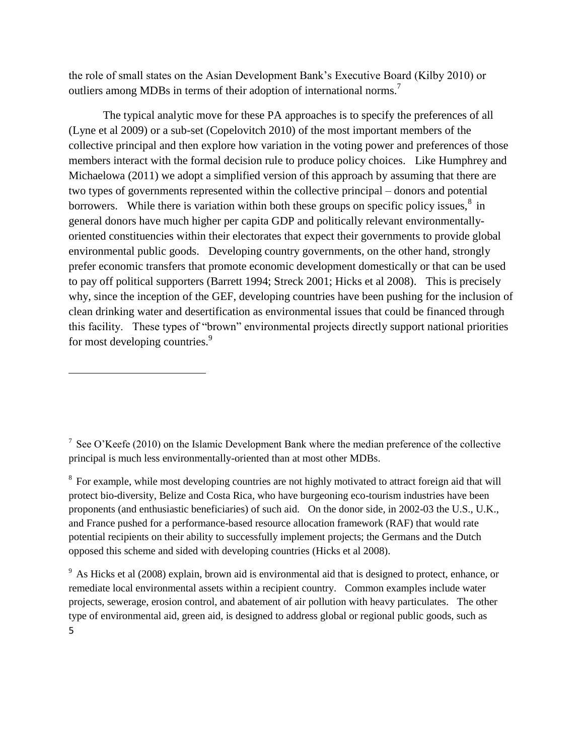the role of small states on the Asian Development Bank's Executive Board (Kilby 2010) or outliers among MDBs in terms of their adoption of international norms.[7]

The typical analytic move for these PA approaches is to specify the preferences of all (Lyne et al 2009) or a sub-set (Copelovitch 2010) of the most important members of the collective principal and then explore how variation in the voting power and preferences of those members interact with the formal decision rule to produce policy choices. Like Humphrey and Michaelowa (2011) we adopt a simplified version of this approach by assuming that there are two types of governments represented within the collective principal – donors and potential borrowers. While there is variation within both these groups on specific policy issues,[8] in general donors have much higher per capita GDP and politically relevant environmentally-oriented constituencies within their electorates that expect their governments to provide global environmental public goods. Developing country governments, on the other hand, strongly prefer economic transfers that promote economic development domestically or that can be used to pay off political supporters (Barrett 1994; Streck 2001; Hicks et al 2008). This is precisely why, since the inception of the GEF, developing countries have been pushing for the inclusion of clean drinking water and desertification as environmental issues that could be financed through this facility. These types of "brown" environmental projects directly support national priorities for most developing countries.[9]

---

[7] See O'Keefe (2010) on the Islamic Development Bank where the median preference of the collective principal is much less environmentally-oriented than at most other MDBs.

[8] For example, while most developing countries are not highly motivated to attract foreign aid that will protect bio-diversity, Belize and Costa Rica, who have burgeoning eco-tourism industries have been proponents (and enthusiastic beneficiaries) of such aid. On the donor side, in 2002-03 the U.S., U.K., and France pushed for a performance-based resource allocation framework (RAF) that would rate potential recipients on their ability to successfully implement projects; the Germans and the Dutch opposed this scheme and sided with developing countries (Hicks et al 2008).

[9] As Hicks et al (2008) explain, brown aid is environmental aid that is designed to protect, enhance, or remediate local environmental assets within a recipient country. Common examples include water projects, sewerage, erosion control, and abatement of air pollution with heavy particulates. The other type of environmental aid, green aid, is designed to address global or regional public goods, such as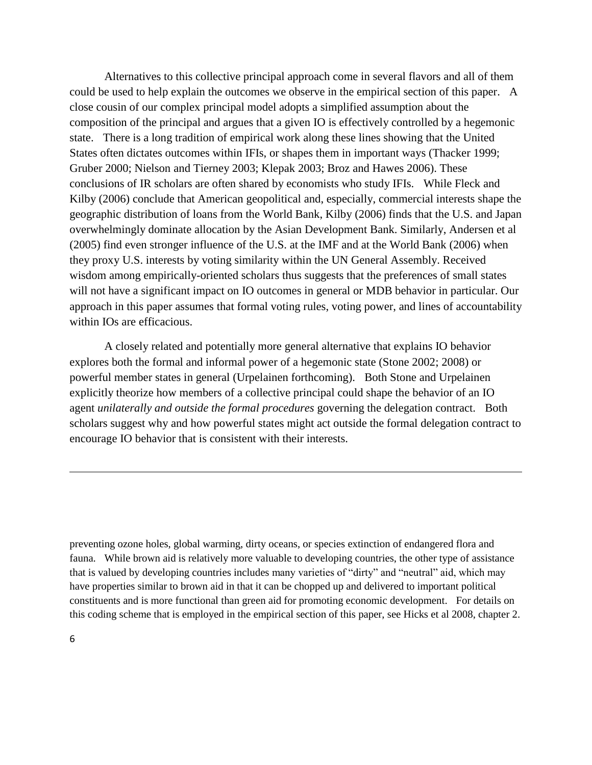Alternatives to this collective principal approach come in several flavors and all of them could be used to help explain the outcomes we observe in the empirical section of this paper. A close cousin of our complex principal model adopts a simplified assumption about the composition of the principal and argues that a given IO is effectively controlled by a hegemonic state. There is a long tradition of empirical work along these lines showing that the United States often dictates outcomes within IFIs, or shapes them in important ways (Thacker 1999; Gruber 2000; Nielson and Tierney 2003; Klepak 2003; Broz and Hawes 2006). These conclusions of IR scholars are often shared by economists who study IFIs. While Fleck and Kilby (2006) conclude that American geopolitical and, especially, commercial interests shape the geographic distribution of loans from the World Bank, Kilby (2006) finds that the U.S. and Japan overwhelmingly dominate allocation by the Asian Development Bank. Similarly, Andersen et al (2005) find even stronger influence of the U.S. at the IMF and at the World Bank (2006) when they proxy U.S. interests by voting similarity within the UN General Assembly. Received wisdom among empirically-oriented scholars thus suggests that the preferences of small states will not have a significant impact on IO outcomes in general or MDB behavior in particular. Our approach in this paper assumes that formal voting rules, voting power, and lines of accountability within IOs are efficacious.

A closely related and potentially more general alternative that explains IO behavior explores both the formal and informal power of a hegemonic state (Stone 2002; 2008) or powerful member states in general (Urpelainen forthcoming). Both Stone and Urpelainen explicitly theorize how members of a collective principal could shape the behavior of an IO agent *unilaterally and outside the formal procedures* governing the delegation contract. Both scholars suggest why and how powerful states might act outside the formal delegation contract to encourage IO behavior that is consistent with their interests.

---

preventing ozone holes, global warming, dirty oceans, or species extinction of endangered flora and fauna. While brown aid is relatively more valuable to developing countries, the other type of assistance that is valued by developing countries includes many varieties of "dirty" and "neutral" aid, which may have properties similar to brown aid in that it can be chopped up and delivered to important political constituents and is more functional than green aid for promoting economic development. For details on this coding scheme that is employed in the empirical section of this paper, see Hicks et al 2008, chapter 2.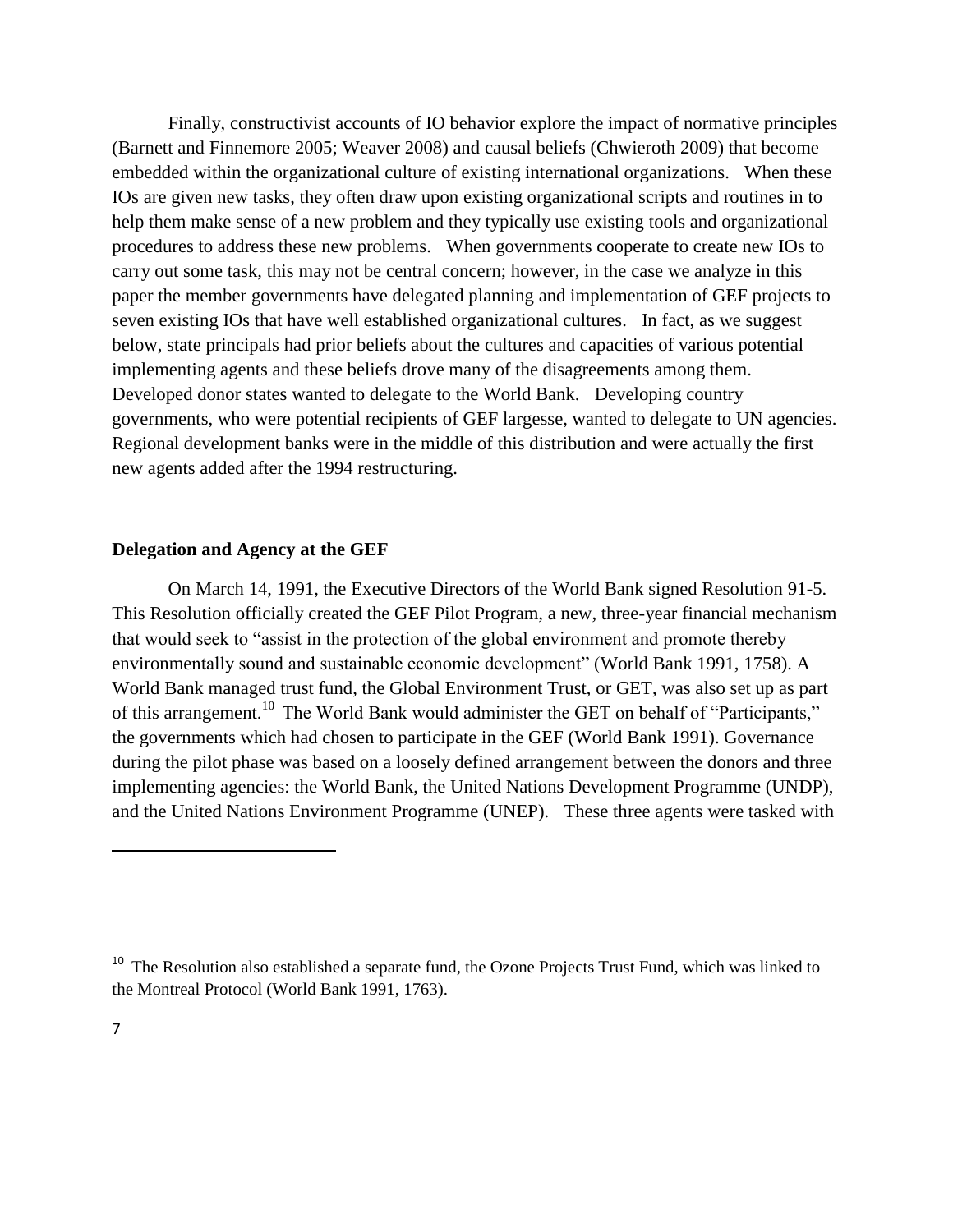Finally, constructivist accounts of IO behavior explore the impact of normative principles (Barnett and Finnemore 2005; Weaver 2008) and causal beliefs (Chwieroth 2009) that become embedded within the organizational culture of existing international organizations. When these IOs are given new tasks, they often draw upon existing organizational scripts and routines in to help them make sense of a new problem and they typically use existing tools and organizational procedures to address these new problems. When governments cooperate to create new IOs to carry out some task, this may not be central concern; however, in the case we analyze in this paper the member governments have delegated planning and implementation of GEF projects to seven existing IOs that have well established organizational cultures. In fact, as we suggest below, state principals had prior beliefs about the cultures and capacities of various potential implementing agents and these beliefs drove many of the disagreements among them. Developed donor states wanted to delegate to the World Bank. Developing country governments, who were potential recipients of GEF largesse, wanted to delegate to UN agencies. Regional development banks were in the middle of this distribution and were actually the first new agents added after the 1994 restructuring.

**Delegation and Agency at the GEF**

On March 14, 1991, the Executive Directors of the World Bank signed Resolution 91-5. This Resolution officially created the GEF Pilot Program, a new, three-year financial mechanism that would seek to "assist in the protection of the global environment and promote thereby environmentally sound and sustainable economic development" (World Bank 1991, 1758). A World Bank managed trust fund, the Global Environment Trust, or GET, was also set up as part of this arrangement.[10] The World Bank would administer the GET on behalf of "Participants," the governments which had chosen to participate in the GEF (World Bank 1991). Governance during the pilot phase was based on a loosely defined arrangement between the donors and three implementing agencies: the World Bank, the United Nations Development Programme (UNDP), and the United Nations Environment Programme (UNEP). These three agents were tasked with

[10] The Resolution also established a separate fund, the Ozone Projects Trust Fund, which was linked to the Montreal Protocol (World Bank 1991, 1763).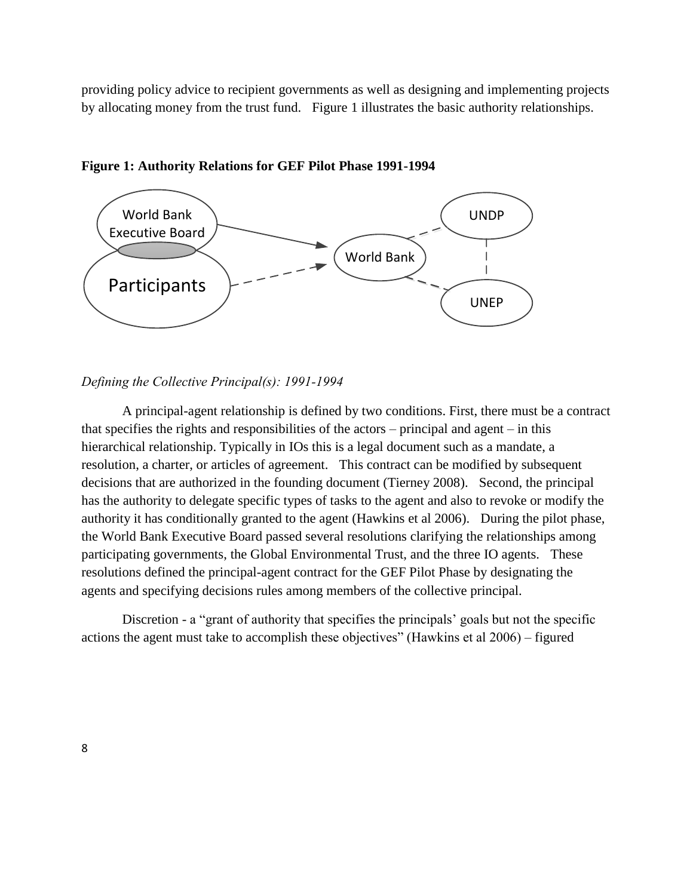providing policy advice to recipient governments as well as designing and implementing projects by allocating money from the trust fund. Figure 1 illustrates the basic authority relationships.

**Figure 1: Authority Relations for GEF Pilot Phase 1991-1994**

*Defining the Collective Principal(s): 1991-1994*

A principal-agent relationship is defined by two conditions. First, there must be a contract that specifies the rights and responsibilities of the actors – principal and agent – in this hierarchical relationship. Typically in IOs this is a legal document such as a mandate, a resolution, a charter, or articles of agreement. This contract can be modified by subsequent decisions that are authorized in the founding document (Tierney 2008). Second, the principal has the authority to delegate specific types of tasks to the agent and also to revoke or modify the authority it has conditionally granted to the agent (Hawkins et al 2006). During the pilot phase, the World Bank Executive Board passed several resolutions clarifying the relationships among participating governments, the Global Environmental Trust, and the three IO agents. These resolutions defined the principal-agent contract for the GEF Pilot Phase by designating the agents and specifying decisions rules among members of the collective principal.

Discretion - a "grant of authority that specifies the principals' goals but not the specific actions the agent must take to accomplish these objectives" (Hawkins et al 2006) – figured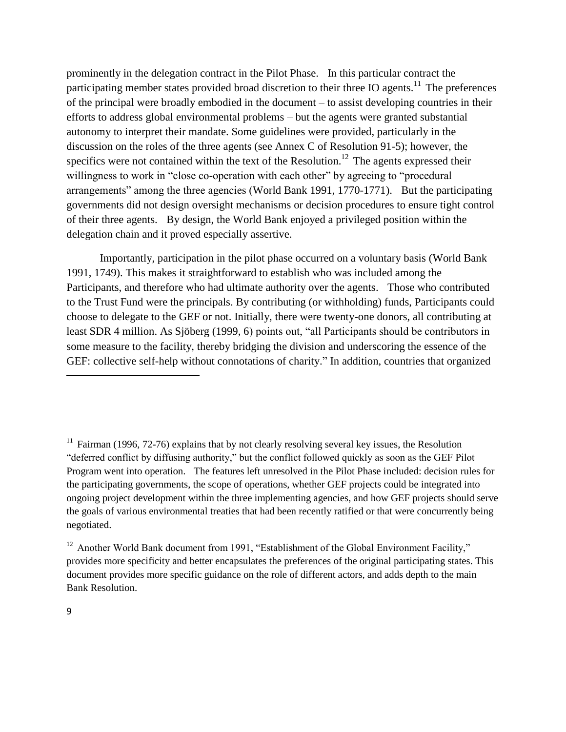prominently in the delegation contract in the Pilot Phase. In this particular contract the participating member states provided broad discretion to their three IO agents.[11] The preferences of the principal were broadly embodied in the document – to assist developing countries in their efforts to address global environmental problems – but the agents were granted substantial autonomy to interpret their mandate. Some guidelines were provided, particularly in the discussion on the roles of the three agents (see Annex C of Resolution 91-5); however, the specifics were not contained within the text of the Resolution.[12] The agents expressed their willingness to work in "close co-operation with each other" by agreeing to "procedural arrangements" among the three agencies (World Bank 1991, 1770-1771). But the participating governments did not design oversight mechanisms or decision procedures to ensure tight control of their three agents. By design, the World Bank enjoyed a privileged position within the delegation chain and it proved especially assertive.

Importantly, participation in the pilot phase occurred on a voluntary basis (World Bank 1991, 1749). This makes it straightforward to establish who was included among the Participants, and therefore who had ultimate authority over the agents. Those who contributed to the Trust Fund were the principals. By contributing (or withholding) funds, Participants could choose to delegate to the GEF or not. Initially, there were twenty-one donors, all contributing at least SDR 4 million. As Sjöberg (1999, 6) points out, "all Participants should be contributors in some measure to the facility, thereby bridging the division and underscoring the essence of the GEF: collective self-help without connotations of charity." In addition, countries that organized

---

[11] Fairman (1996, 72-76) explains that by not clearly resolving several key issues, the Resolution "deferred conflict by diffusing authority," but the conflict followed quickly as soon as the GEF Pilot Program went into operation. The features left unresolved in the Pilot Phase included: decision rules for the participating governments, the scope of operations, whether GEF projects could be integrated into ongoing project development within the three implementing agencies, and how GEF projects should serve the goals of various environmental treaties that had been recently ratified or that were concurrently being negotiated.

[12] Another World Bank document from 1991, "Establishment of the Global Environment Facility," provides more specificity and better encapsulates the preferences of the original participating states. This document provides more specific guidance on the role of different actors, and adds depth to the main Bank Resolution.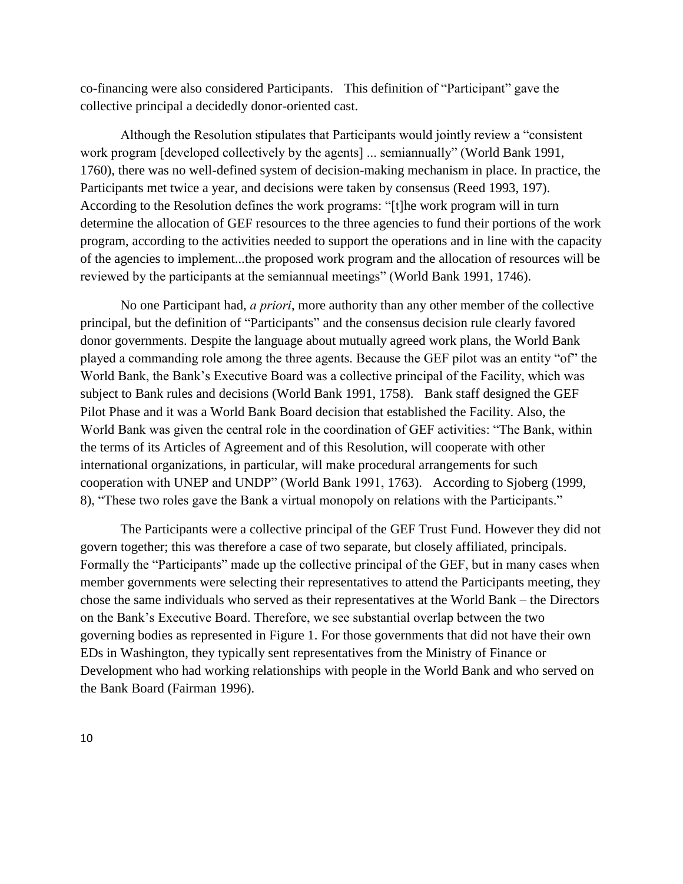co-financing were also considered Participants. This definition of "Participant" gave the collective principal a decidedly donor-oriented cast.

Although the Resolution stipulates that Participants would jointly review a "consistent work program [developed collectively by the agents] ... semiannually" (World Bank 1991, 1760), there was no well-defined system of decision-making mechanism in place. In practice, the Participants met twice a year, and decisions were taken by consensus (Reed 1993, 197). According to the Resolution defines the work programs: "[t]he work program will in turn determine the allocation of GEF resources to the three agencies to fund their portions of the work program, according to the activities needed to support the operations and in line with the capacity of the agencies to implement...the proposed work program and the allocation of resources will be reviewed by the participants at the semiannual meetings" (World Bank 1991, 1746).

No one Participant had, *a priori*, more authority than any other member of the collective principal, but the definition of "Participants" and the consensus decision rule clearly favored donor governments. Despite the language about mutually agreed work plans, the World Bank played a commanding role among the three agents. Because the GEF pilot was an entity "of" the World Bank, the Bank's Executive Board was a collective principal of the Facility, which was subject to Bank rules and decisions (World Bank 1991, 1758). Bank staff designed the GEF Pilot Phase and it was a World Bank Board decision that established the Facility. Also, the World Bank was given the central role in the coordination of GEF activities: "The Bank, within the terms of its Articles of Agreement and of this Resolution, will cooperate with other international organizations, in particular, will make procedural arrangements for such cooperation with UNEP and UNDP" (World Bank 1991, 1763). According to Sjoberg (1999, 8), "These two roles gave the Bank a virtual monopoly on relations with the Participants."

The Participants were a collective principal of the GEF Trust Fund. However they did not govern together; this was therefore a case of two separate, but closely affiliated, principals. Formally the "Participants" made up the collective principal of the GEF, but in many cases when member governments were selecting their representatives to attend the Participants meeting, they chose the same individuals who served as their representatives at the World Bank – the Directors on the Bank's Executive Board. Therefore, we see substantial overlap between the two governing bodies as represented in Figure 1. For those governments that did not have their own EDs in Washington, they typically sent representatives from the Ministry of Finance or Development who had working relationships with people in the World Bank and who served on the Bank Board (Fairman 1996).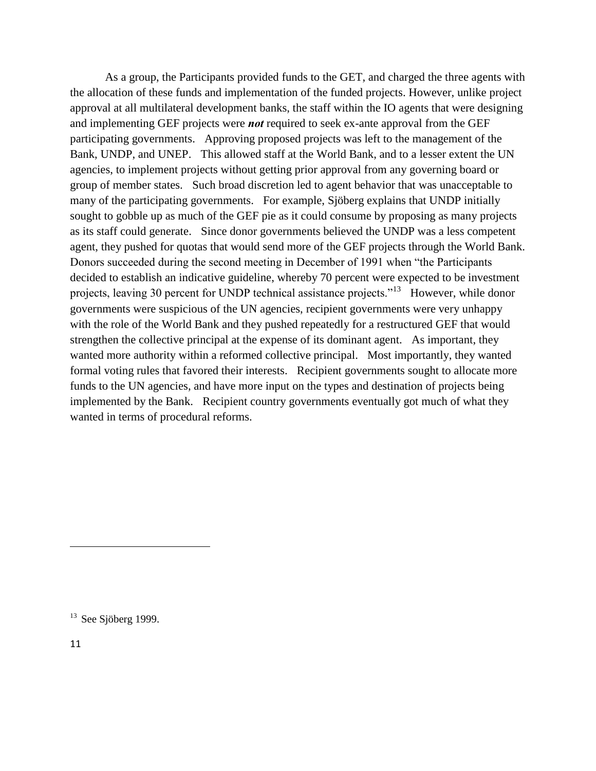As a group, the Participants provided funds to the GET, and charged the three agents with the allocation of these funds and implementation of the funded projects. However, unlike project approval at all multilateral development banks, the staff within the IO agents that were designing and implementing GEF projects were ***not*** required to seek ex-ante approval from the GEF participating governments. Approving proposed projects was left to the management of the Bank, UNDP, and UNEP. This allowed staff at the World Bank, and to a lesser extent the UN agencies, to implement projects without getting prior approval from any governing board or group of member states. Such broad discretion led to agent behavior that was unacceptable to many of the participating governments. For example, Sjöberg explains that UNDP initially sought to gobble up as much of the GEF pie as it could consume by proposing as many projects as its staff could generate. Since donor governments believed the UNDP was a less competent agent, they pushed for quotas that would send more of the GEF projects through the World Bank. Donors succeeded during the second meeting in December of 1991 when "the Participants decided to establish an indicative guideline, whereby 70 percent were expected to be investment projects, leaving 30 percent for UNDP technical assistance projects."[13] However, while donor governments were suspicious of the UN agencies, recipient governments were very unhappy with the role of the World Bank and they pushed repeatedly for a restructured GEF that would strengthen the collective principal at the expense of its dominant agent. As important, they wanted more authority within a reformed collective principal. Most importantly, they wanted formal voting rules that favored their interests. Recipient governments sought to allocate more funds to the UN agencies, and have more input on the types and destination of projects being implemented by the Bank. Recipient country governments eventually got much of what they wanted in terms of procedural reforms.

[13] See Sjöberg 1999.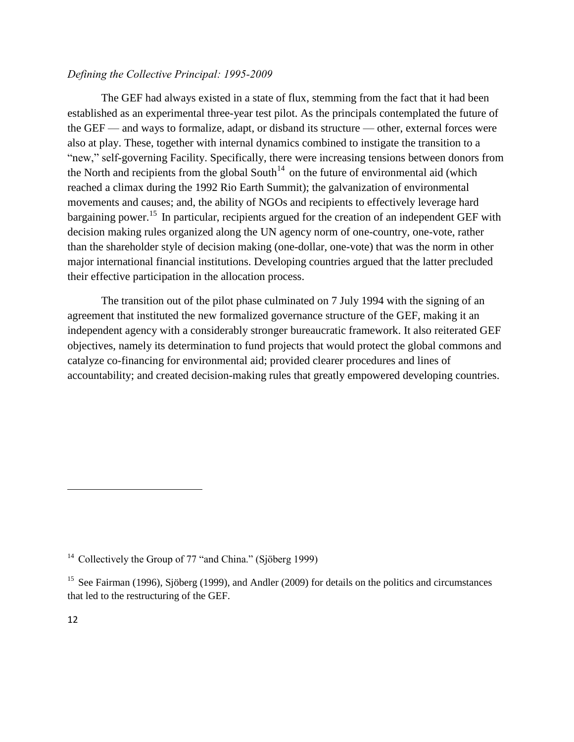*Defining the Collective Principal: 1995-2009*

The GEF had always existed in a state of flux, stemming from the fact that it had been established as an experimental three-year test pilot. As the principals contemplated the future of the GEF — and ways to formalize, adapt, or disband its structure — other, external forces were also at play. These, together with internal dynamics combined to instigate the transition to a "new," self-governing Facility. Specifically, there were increasing tensions between donors from the North and recipients from the global South[14] on the future of environmental aid (which reached a climax during the 1992 Rio Earth Summit); the galvanization of environmental movements and causes; and, the ability of NGOs and recipients to effectively leverage hard bargaining power.[15] In particular, recipients argued for the creation of an independent GEF with decision making rules organized along the UN agency norm of one-country, one-vote, rather than the shareholder style of decision making (one-dollar, one-vote) that was the norm in other major international financial institutions. Developing countries argued that the latter precluded their effective participation in the allocation process.

The transition out of the pilot phase culminated on 7 July 1994 with the signing of an agreement that instituted the new formalized governance structure of the GEF, making it an independent agency with a considerably stronger bureaucratic framework. It also reiterated GEF objectives, namely its determination to fund projects that would protect the global commons and catalyze co-financing for environmental aid; provided clearer procedures and lines of accountability; and created decision-making rules that greatly empowered developing countries.

---

[14] Collectively the Group of 77 "and China." (Sjöberg 1999)

[15] See Fairman (1996), Sjöberg (1999), and Andler (2009) for details on the politics and circumstances that led to the restructuring of the GEF.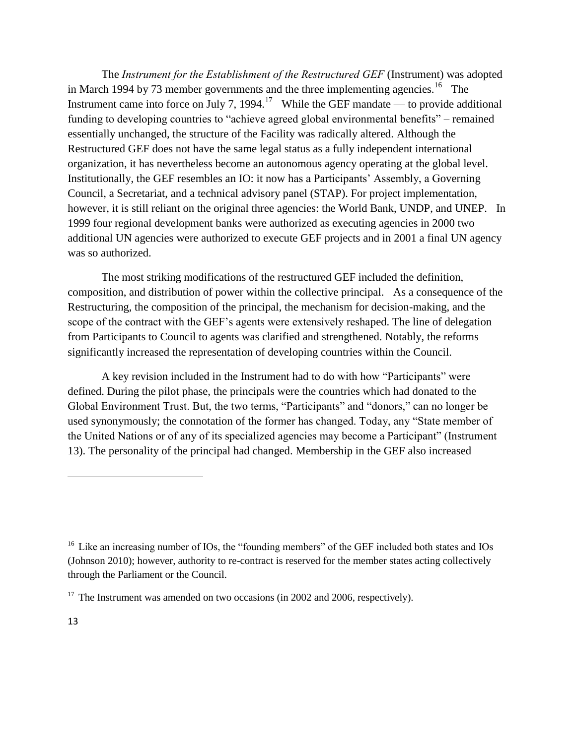The *Instrument for the Establishment of the Restructured GEF* (Instrument) was adopted in March 1994 by 73 member governments and the three implementing agencies.[16] The Instrument came into force on July 7, 1994.[17] While the GEF mandate — to provide additional funding to developing countries to "achieve agreed global environmental benefits" – remained essentially unchanged, the structure of the Facility was radically altered. Although the Restructured GEF does not have the same legal status as a fully independent international organization, it has nevertheless become an autonomous agency operating at the global level. Institutionally, the GEF resembles an IO: it now has a Participants' Assembly, a Governing Council, a Secretariat, and a technical advisory panel (STAP). For project implementation, however, it is still reliant on the original three agencies: the World Bank, UNDP, and UNEP. In 1999 four regional development banks were authorized as executing agencies in 2000 two additional UN agencies were authorized to execute GEF projects and in 2001 a final UN agency was so authorized.

The most striking modifications of the restructured GEF included the definition, composition, and distribution of power within the collective principal. As a consequence of the Restructuring, the composition of the principal, the mechanism for decision-making, and the scope of the contract with the GEF's agents were extensively reshaped. The line of delegation from Participants to Council to agents was clarified and strengthened. Notably, the reforms significantly increased the representation of developing countries within the Council.

A key revision included in the Instrument had to do with how "Participants" were defined. During the pilot phase, the principals were the countries which had donated to the Global Environment Trust. But, the two terms, "Participants" and "donors," can no longer be used synonymously; the connotation of the former has changed. Today, any "State member of the United Nations or of any of its specialized agencies may become a Participant" (Instrument 13). The personality of the principal had changed. Membership in the GEF also increased

---

[16] Like an increasing number of IOs, the "founding members" of the GEF included both states and IOs (Johnson 2010); however, authority to re-contract is reserved for the member states acting collectively through the Parliament or the Council.

[17] The Instrument was amended on two occasions (in 2002 and 2006, respectively).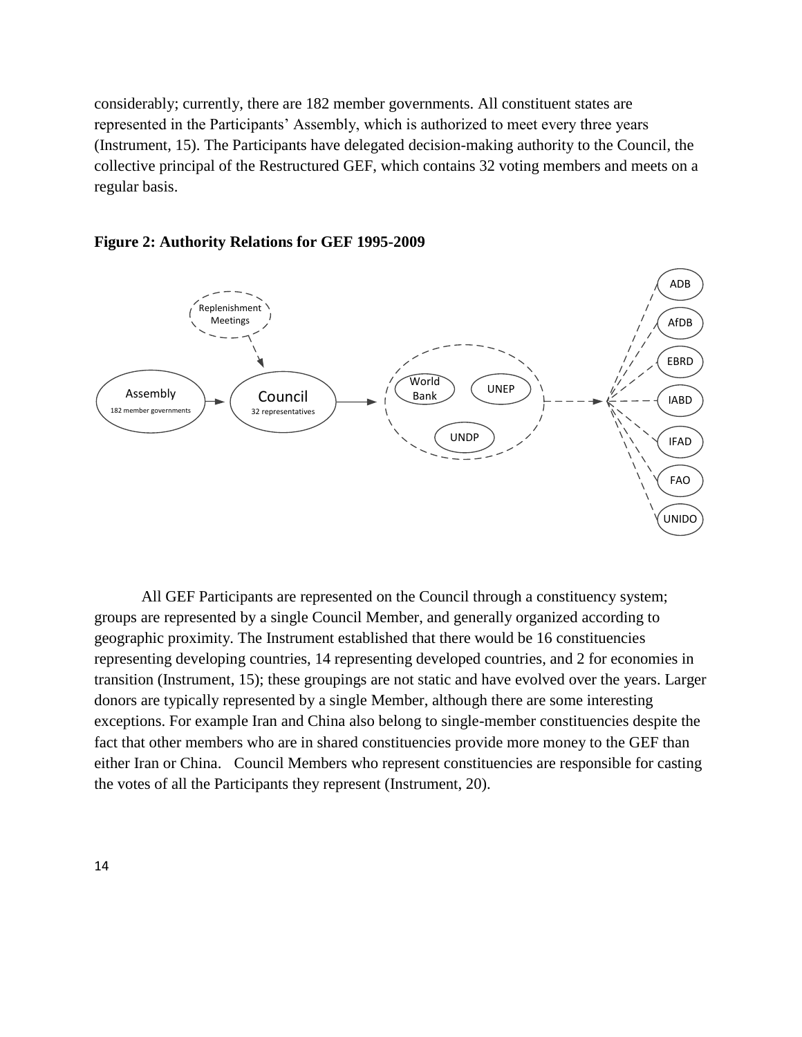considerably; currently, there are 182 member governments. All constituent states are represented in the Participants' Assembly, which is authorized to meet every three years (Instrument, 15). The Participants have delegated decision-making authority to the Council, the collective principal of the Restructured GEF, which contains 32 voting members and meets on a regular basis.

**Figure 2: Authority Relations for GEF 1995-2009**

All GEF Participants are represented on the Council through a constituency system; groups are represented by a single Council Member, and generally organized according to geographic proximity. The Instrument established that there would be 16 constituencies representing developing countries, 14 representing developed countries, and 2 for economies in transition (Instrument, 15); these groupings are not static and have evolved over the years. Larger donors are typically represented by a single Member, although there are some interesting exceptions. For example Iran and China also belong to single-member constituencies despite the fact that other members who are in shared constituencies provide more money to the GEF than either Iran or China. Council Members who represent constituencies are responsible for casting the votes of all the Participants they represent (Instrument, 20).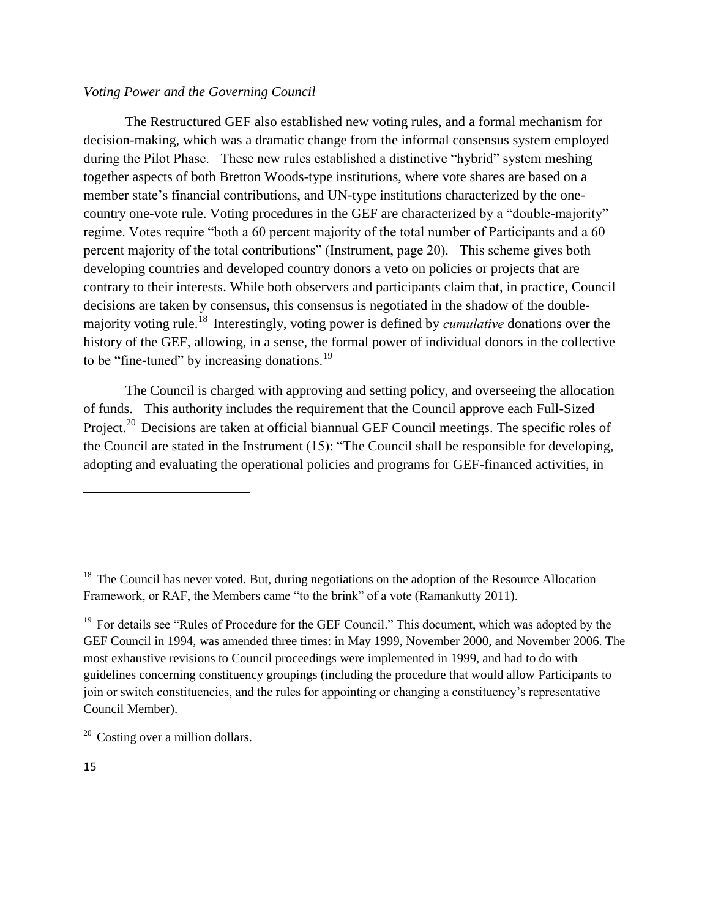*Voting Power and the Governing Council*

The Restructured GEF also established new voting rules, and a formal mechanism for decision-making, which was a dramatic change from the informal consensus system employed during the Pilot Phase. These new rules established a distinctive "hybrid" system meshing together aspects of both Bretton Woods-type institutions, where vote shares are based on a member state's financial contributions, and UN-type institutions characterized by the one-country one-vote rule. Voting procedures in the GEF are characterized by a "double-majority" regime. Votes require "both a 60 percent majority of the total number of Participants and a 60 percent majority of the total contributions" (Instrument, page 20). This scheme gives both developing countries and developed country donors a veto on policies or projects that are contrary to their interests. While both observers and participants claim that, in practice, Council decisions are taken by consensus, this consensus is negotiated in the shadow of the double-majority voting rule.[18] Interestingly, voting power is defined by *cumulative* donations over the history of the GEF, allowing, in a sense, the formal power of individual donors in the collective to be "fine-tuned" by increasing donations.[19]

The Council is charged with approving and setting policy, and overseeing the allocation of funds. This authority includes the requirement that the Council approve each Full-Sized Project.[20] Decisions are taken at official biannual GEF Council meetings. The specific roles of the Council are stated in the Instrument (15): "The Council shall be responsible for developing, adopting and evaluating the operational policies and programs for GEF-financed activities, in

---

[18] The Council has never voted. But, during negotiations on the adoption of the Resource Allocation Framework, or RAF, the Members came "to the brink" of a vote (Ramankutty 2011).

[19] For details see "Rules of Procedure for the GEF Council." This document, which was adopted by the GEF Council in 1994, was amended three times: in May 1999, November 2000, and November 2006. The most exhaustive revisions to Council proceedings were implemented in 1999, and had to do with guidelines concerning constituency groupings (including the procedure that would allow Participants to join or switch constituencies, and the rules for appointing or changing a constituency's representative Council Member).

[20] Costing over a million dollars.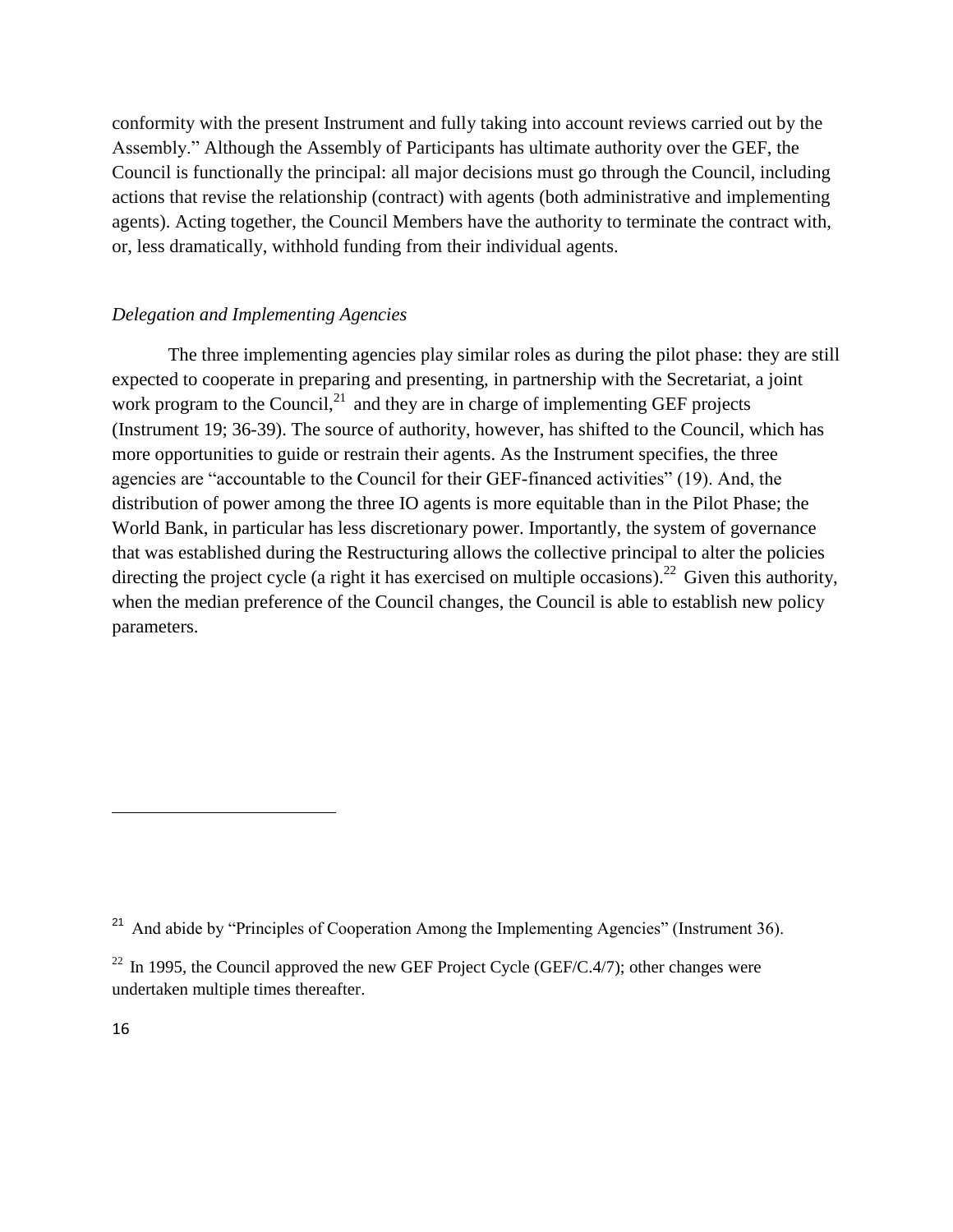conformity with the present Instrument and fully taking into account reviews carried out by the Assembly." Although the Assembly of Participants has ultimate authority over the GEF, the Council is functionally the principal: all major decisions must go through the Council, including actions that revise the relationship (contract) with agents (both administrative and implementing agents). Acting together, the Council Members have the authority to terminate the contract with, or, less dramatically, withhold funding from their individual agents.

*Delegation and Implementing Agencies*

The three implementing agencies play similar roles as during the pilot phase: they are still expected to cooperate in preparing and presenting, in partnership with the Secretariat, a joint work program to the Council,[21] and they are in charge of implementing GEF projects (Instrument 19; 36-39). The source of authority, however, has shifted to the Council, which has more opportunities to guide or restrain their agents. As the Instrument specifies, the three agencies are "accountable to the Council for their GEF-financed activities" (19). And, the distribution of power among the three IO agents is more equitable than in the Pilot Phase; the World Bank, in particular has less discretionary power. Importantly, the system of governance that was established during the Restructuring allows the collective principal to alter the policies directing the project cycle (a right it has exercised on multiple occasions).[22] Given this authority, when the median preference of the Council changes, the Council is able to establish new policy parameters.

---

[21] And abide by "Principles of Cooperation Among the Implementing Agencies" (Instrument 36).

[22] In 1995, the Council approved the new GEF Project Cycle (GEF/C.4/7); other changes were undertaken multiple times thereafter.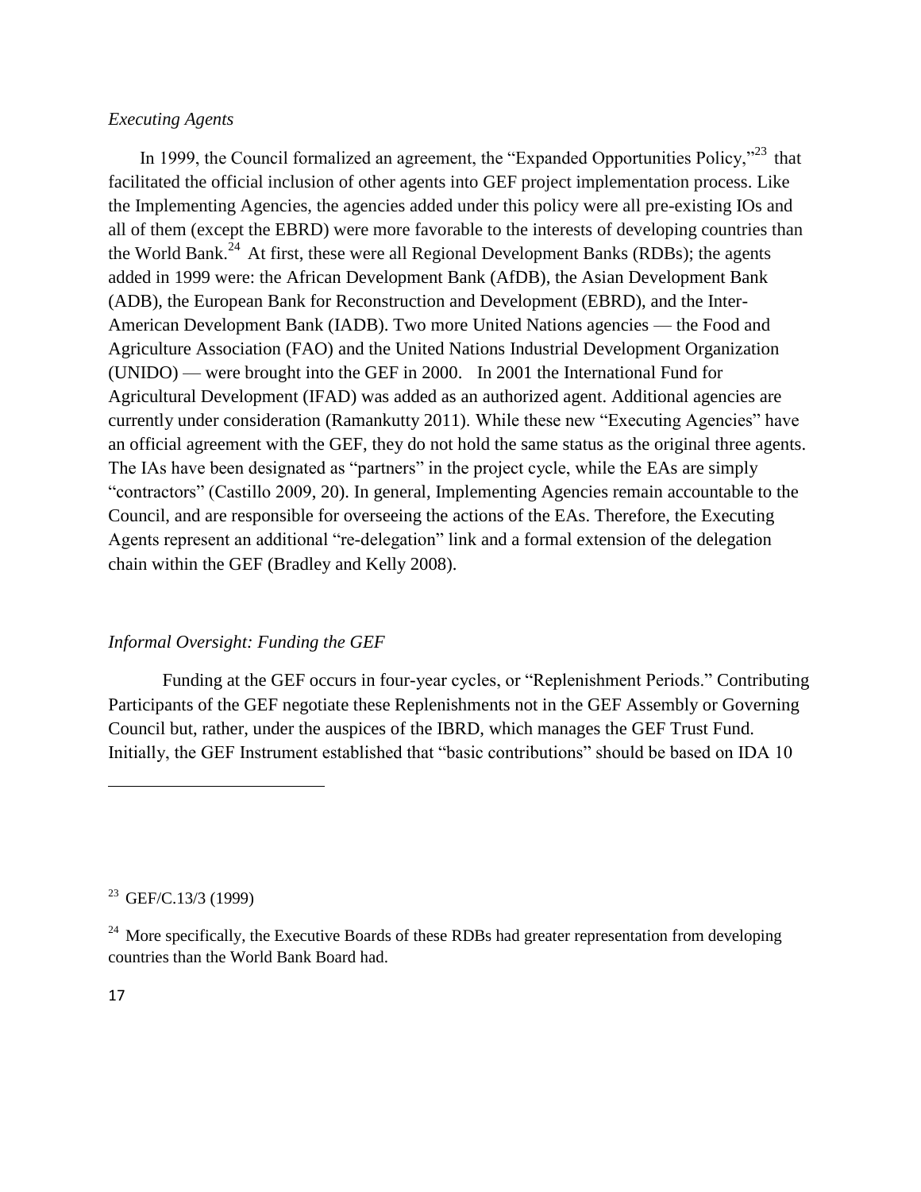*Executing Agents*

In 1999, the Council formalized an agreement, the "Expanded Opportunities Policy,"[23] that facilitated the official inclusion of other agents into GEF project implementation process. Like the Implementing Agencies, the agencies added under this policy were all pre-existing IOs and all of them (except the EBRD) were more favorable to the interests of developing countries than the World Bank.[24] At first, these were all Regional Development Banks (RDBs); the agents added in 1999 were: the African Development Bank (AfDB), the Asian Development Bank (ADB), the European Bank for Reconstruction and Development (EBRD), and the Inter-American Development Bank (IADB). Two more United Nations agencies — the Food and Agriculture Association (FAO) and the United Nations Industrial Development Organization (UNIDO) — were brought into the GEF in 2000. In 2001 the International Fund for Agricultural Development (IFAD) was added as an authorized agent. Additional agencies are currently under consideration (Ramankutty 2011). While these new "Executing Agencies" have an official agreement with the GEF, they do not hold the same status as the original three agents. The IAs have been designated as "partners" in the project cycle, while the EAs are simply "contractors" (Castillo 2009, 20). In general, Implementing Agencies remain accountable to the Council, and are responsible for overseeing the actions of the EAs. Therefore, the Executing Agents represent an additional "re-delegation" link and a formal extension of the delegation chain within the GEF (Bradley and Kelly 2008).

*Informal Oversight: Funding the GEF*

Funding at the GEF occurs in four-year cycles, or "Replenishment Periods." Contributing Participants of the GEF negotiate these Replenishments not in the GEF Assembly or Governing Council but, rather, under the auspices of the IBRD, which manages the GEF Trust Fund. Initially, the GEF Instrument established that "basic contributions" should be based on IDA 10

---

[23] GEF/C.13/3 (1999)

[24] More specifically, the Executive Boards of these RDBs had greater representation from developing countries than the World Bank Board had.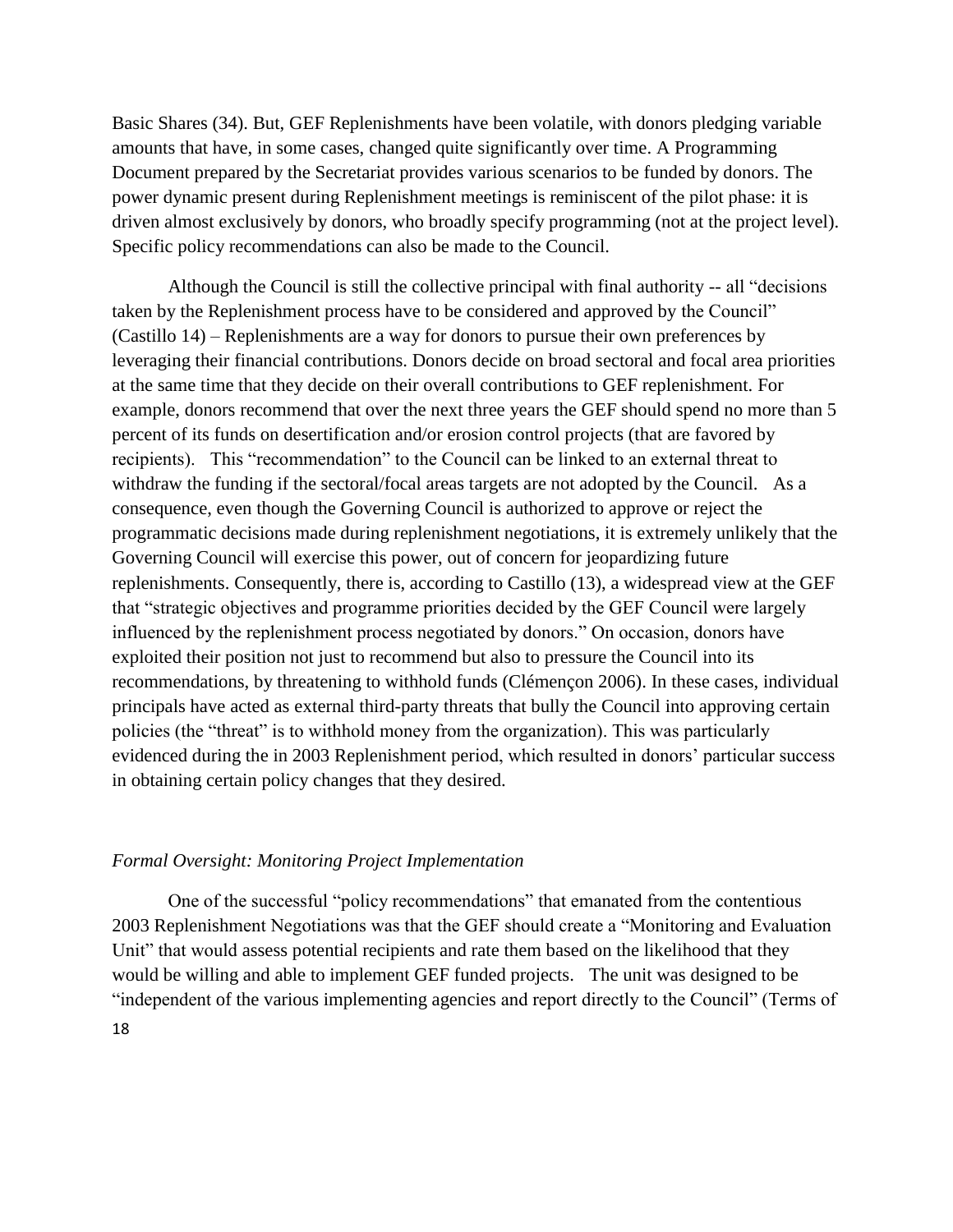Basic Shares (34). But, GEF Replenishments have been volatile, with donors pledging variable amounts that have, in some cases, changed quite significantly over time. A Programming Document prepared by the Secretariat provides various scenarios to be funded by donors. The power dynamic present during Replenishment meetings is reminiscent of the pilot phase: it is driven almost exclusively by donors, who broadly specify programming (not at the project level). Specific policy recommendations can also be made to the Council.

Although the Council is still the collective principal with final authority -- all "decisions taken by the Replenishment process have to be considered and approved by the Council" (Castillo 14) – Replenishments are a way for donors to pursue their own preferences by leveraging their financial contributions. Donors decide on broad sectoral and focal area priorities at the same time that they decide on their overall contributions to GEF replenishment. For example, donors recommend that over the next three years the GEF should spend no more than 5 percent of its funds on desertification and/or erosion control projects (that are favored by recipients). This "recommendation" to the Council can be linked to an external threat to withdraw the funding if the sectoral/focal areas targets are not adopted by the Council. As a consequence, even though the Governing Council is authorized to approve or reject the programmatic decisions made during replenishment negotiations, it is extremely unlikely that the Governing Council will exercise this power, out of concern for jeopardizing future replenishments. Consequently, there is, according to Castillo (13), a widespread view at the GEF that "strategic objectives and programme priorities decided by the GEF Council were largely influenced by the replenishment process negotiated by donors." On occasion, donors have exploited their position not just to recommend but also to pressure the Council into its recommendations, by threatening to withhold funds (Clémençon 2006). In these cases, individual principals have acted as external third-party threats that bully the Council into approving certain policies (the "threat" is to withhold money from the organization). This was particularly evidenced during the in 2003 Replenishment period, which resulted in donors' particular success in obtaining certain policy changes that they desired.

*Formal Oversight: Monitoring Project Implementation*

One of the successful "policy recommendations" that emanated from the contentious 2003 Replenishment Negotiations was that the GEF should create a "Monitoring and Evaluation Unit" that would assess potential recipients and rate them based on the likelihood that they would be willing and able to implement GEF funded projects. The unit was designed to be "independent of the various implementing agencies and report directly to the Council" (Terms of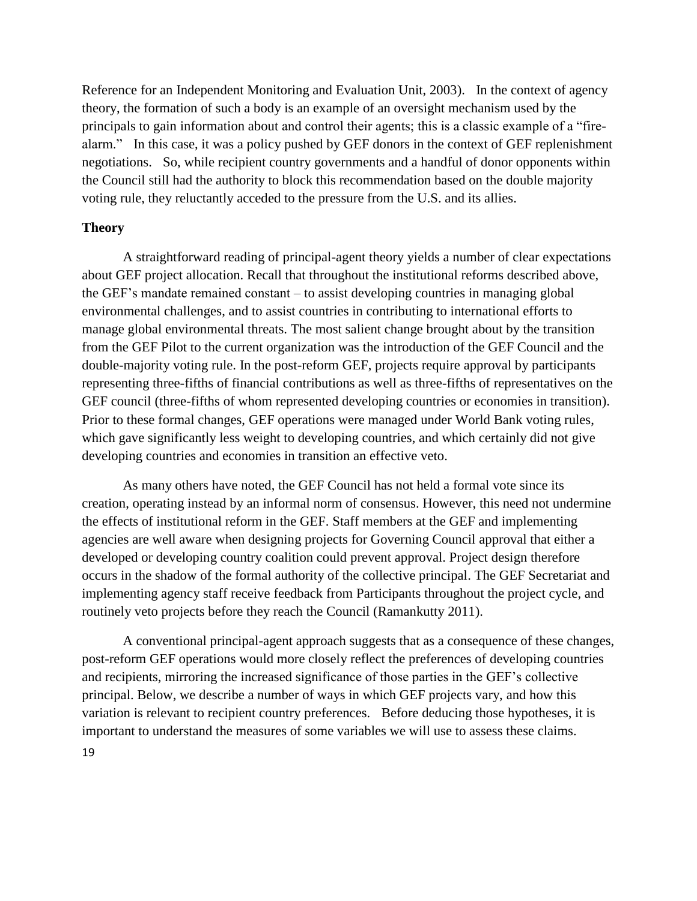Reference for an Independent Monitoring and Evaluation Unit, 2003). In the context of agency theory, the formation of such a body is an example of an oversight mechanism used by the principals to gain information about and control their agents; this is a classic example of a "fire-alarm." In this case, it was a policy pushed by GEF donors in the context of GEF replenishment negotiations. So, while recipient country governments and a handful of donor opponents within the Council still had the authority to block this recommendation based on the double majority voting rule, they reluctantly acceded to the pressure from the U.S. and its allies.

**Theory**

A straightforward reading of principal-agent theory yields a number of clear expectations about GEF project allocation. Recall that throughout the institutional reforms described above, the GEF's mandate remained constant – to assist developing countries in managing global environmental challenges, and to assist countries in contributing to international efforts to manage global environmental threats. The most salient change brought about by the transition from the GEF Pilot to the current organization was the introduction of the GEF Council and the double-majority voting rule. In the post-reform GEF, projects require approval by participants representing three-fifths of financial contributions as well as three-fifths of representatives on the GEF council (three-fifths of whom represented developing countries or economies in transition). Prior to these formal changes, GEF operations were managed under World Bank voting rules, which gave significantly less weight to developing countries, and which certainly did not give developing countries and economies in transition an effective veto.

As many others have noted, the GEF Council has not held a formal vote since its creation, operating instead by an informal norm of consensus. However, this need not undermine the effects of institutional reform in the GEF. Staff members at the GEF and implementing agencies are well aware when designing projects for Governing Council approval that either a developed or developing country coalition could prevent approval. Project design therefore occurs in the shadow of the formal authority of the collective principal. The GEF Secretariat and implementing agency staff receive feedback from Participants throughout the project cycle, and routinely veto projects before they reach the Council (Ramankutty 2011).

A conventional principal-agent approach suggests that as a consequence of these changes, post-reform GEF operations would more closely reflect the preferences of developing countries and recipients, mirroring the increased significance of those parties in the GEF's collective principal. Below, we describe a number of ways in which GEF projects vary, and how this variation is relevant to recipient country preferences. Before deducing those hypotheses, it is important to understand the measures of some variables we will use to assess these claims.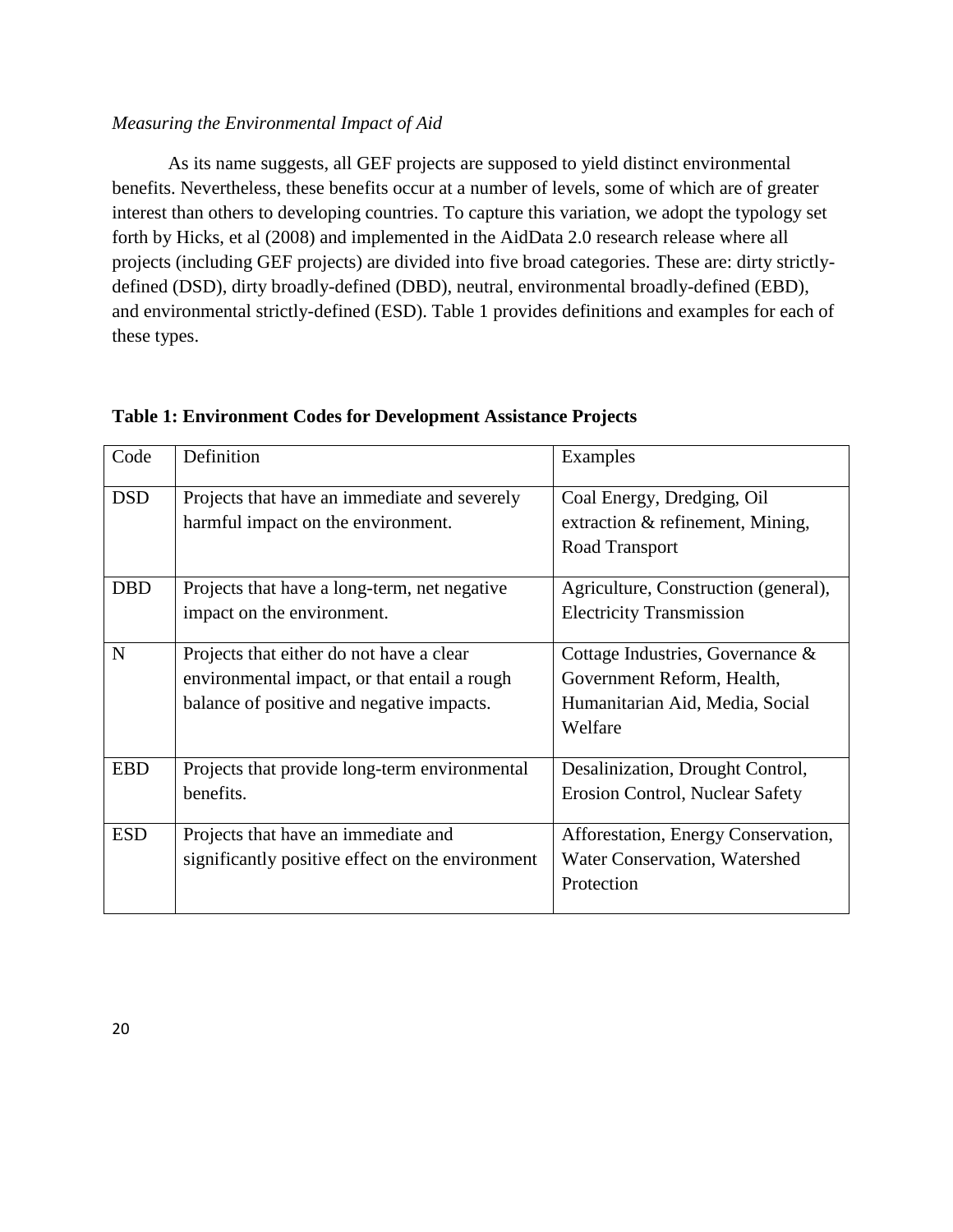*Measuring the Environmental Impact of Aid*

As its name suggests, all GEF projects are supposed to yield distinct environmental benefits. Nevertheless, these benefits occur at a number of levels, some of which are of greater interest than others to developing countries. To capture this variation, we adopt the typology set forth by Hicks, et al (2008) and implemented in the AidData 2.0 research release where all projects (including GEF projects) are divided into five broad categories. These are: dirty strictly-defined (DSD), dirty broadly-defined (DBD), neutral, environmental broadly-defined (EBD), and environmental strictly-defined (ESD). Table 1 provides definitions and examples for each of these types.

**Table 1: Environment Codes for Development Assistance Projects**

| Code | Definition | Examples |
|---|---|---|
| DSD | Projects that have an immediate and severely harmful impact on the environment. | Coal Energy, Dredging, Oil extraction & refinement, Mining, Road Transport |
| DBD | Projects that have a long-term, net negative impact on the environment. | Agriculture, Construction (general), Electricity Transmission |
| N | Projects that either do not have a clear environmental impact, or that entail a rough balance of positive and negative impacts. | Cottage Industries, Governance & Government Reform, Health, Humanitarian Aid, Media, Social Welfare |
| EBD | Projects that provide long-term environmental benefits. | Desalinization, Drought Control, Erosion Control, Nuclear Safety |
| ESD | Projects that have an immediate and significantly positive effect on the environment | Afforestation, Energy Conservation, Water Conservation, Watershed Protection |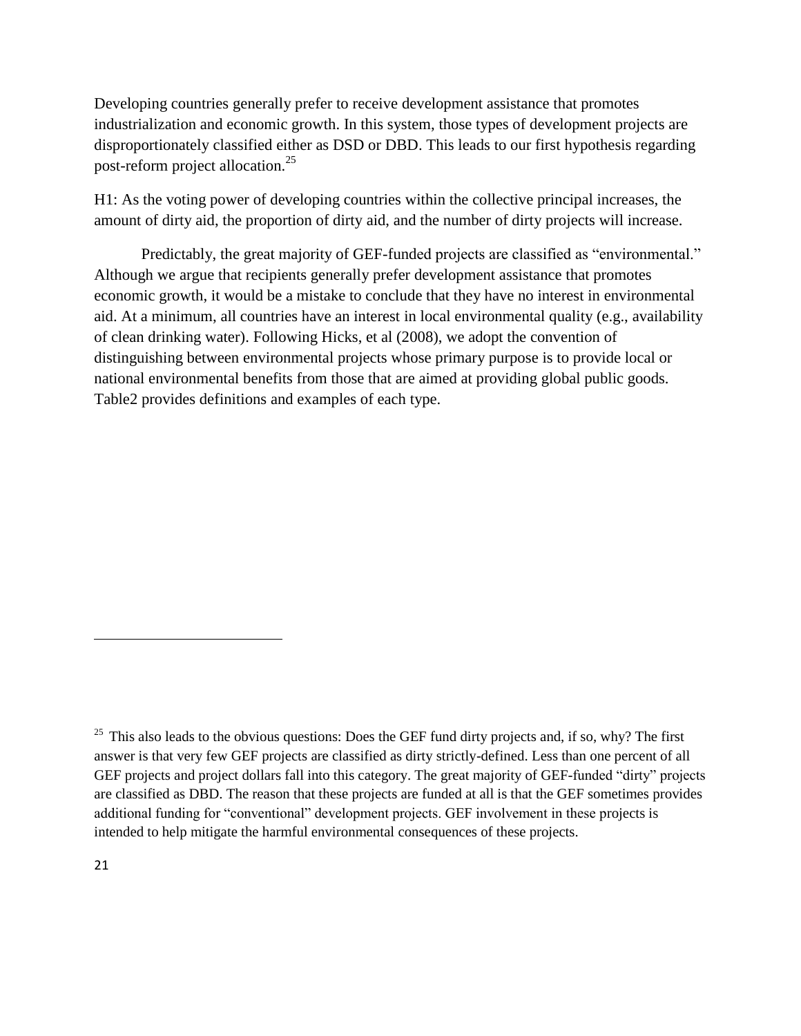Developing countries generally prefer to receive development assistance that promotes industrialization and economic growth. In this system, those types of development projects are disproportionately classified either as DSD or DBD. This leads to our first hypothesis regarding post-reform project allocation.[25]

H1: As the voting power of developing countries within the collective principal increases, the amount of dirty aid, the proportion of dirty aid, and the number of dirty projects will increase.

Predictably, the great majority of GEF-funded projects are classified as "environmental." Although we argue that recipients generally prefer development assistance that promotes economic growth, it would be a mistake to conclude that they have no interest in environmental aid. At a minimum, all countries have an interest in local environmental quality (e.g., availability of clean drinking water). Following Hicks, et al (2008), we adopt the convention of distinguishing between environmental projects whose primary purpose is to provide local or national environmental benefits from those that are aimed at providing global public goods. Table2 provides definitions and examples of each type.

---

[25] This also leads to the obvious questions: Does the GEF fund dirty projects and, if so, why? The first answer is that very few GEF projects are classified as dirty strictly-defined. Less than one percent of all GEF projects and project dollars fall into this category. The great majority of GEF-funded "dirty" projects are classified as DBD. The reason that these projects are funded at all is that the GEF sometimes provides additional funding for "conventional" development projects. GEF involvement in these projects is intended to help mitigate the harmful environmental consequences of these projects.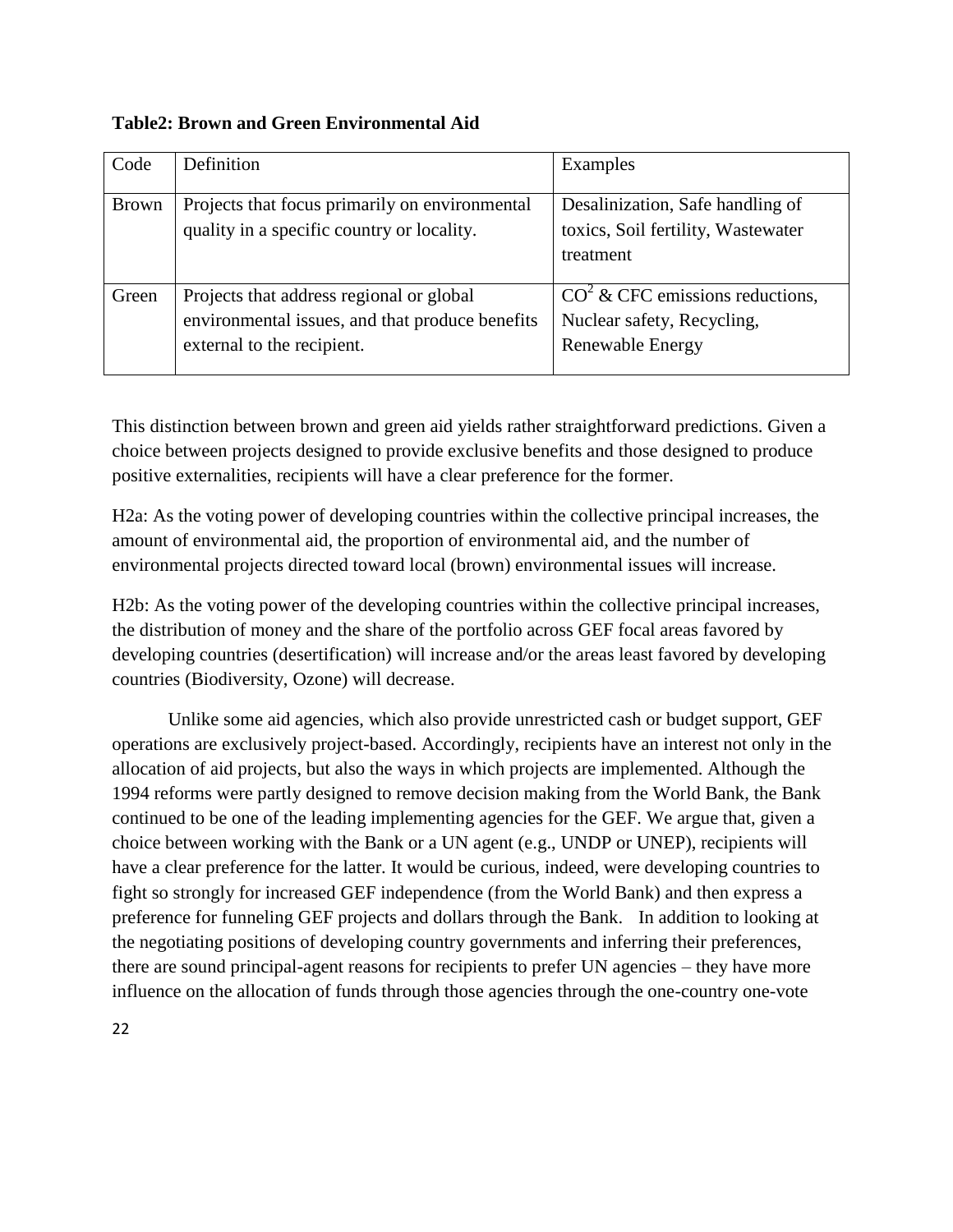**Table2: Brown and Green Environmental Aid**

| Code | Definition | Examples |
|---|---|---|
| Brown | Projects that focus primarily on environmental quality in a specific country or locality. | Desalinization, Safe handling of toxics, Soil fertility, Wastewater treatment |
| Green | Projects that address regional or global environmental issues, and that produce benefits external to the recipient. | $CO^2$ & CFC emissions reductions, Nuclear safety, Recycling, Renewable Energy |

This distinction between brown and green aid yields rather straightforward predictions. Given a choice between projects designed to provide exclusive benefits and those designed to produce positive externalities, recipients will have a clear preference for the former.

H2a: As the voting power of developing countries within the collective principal increases, the amount of environmental aid, the proportion of environmental aid, and the number of environmental projects directed toward local (brown) environmental issues will increase.

H2b: As the voting power of the developing countries within the collective principal increases, the distribution of money and the share of the portfolio across GEF focal areas favored by developing countries (desertification) will increase and/or the areas least favored by developing countries (Biodiversity, Ozone) will decrease.

Unlike some aid agencies, which also provide unrestricted cash or budget support, GEF operations are exclusively project-based. Accordingly, recipients have an interest not only in the allocation of aid projects, but also the ways in which projects are implemented. Although the 1994 reforms were partly designed to remove decision making from the World Bank, the Bank continued to be one of the leading implementing agencies for the GEF. We argue that, given a choice between working with the Bank or a UN agent (e.g., UNDP or UNEP), recipients will have a clear preference for the latter. It would be curious, indeed, were developing countries to fight so strongly for increased GEF independence (from the World Bank) and then express a preference for funneling GEF projects and dollars through the Bank. In addition to looking at the negotiating positions of developing country governments and inferring their preferences, there are sound principal-agent reasons for recipients to prefer UN agencies – they have more influence on the allocation of funds through those agencies through the one-country one-vote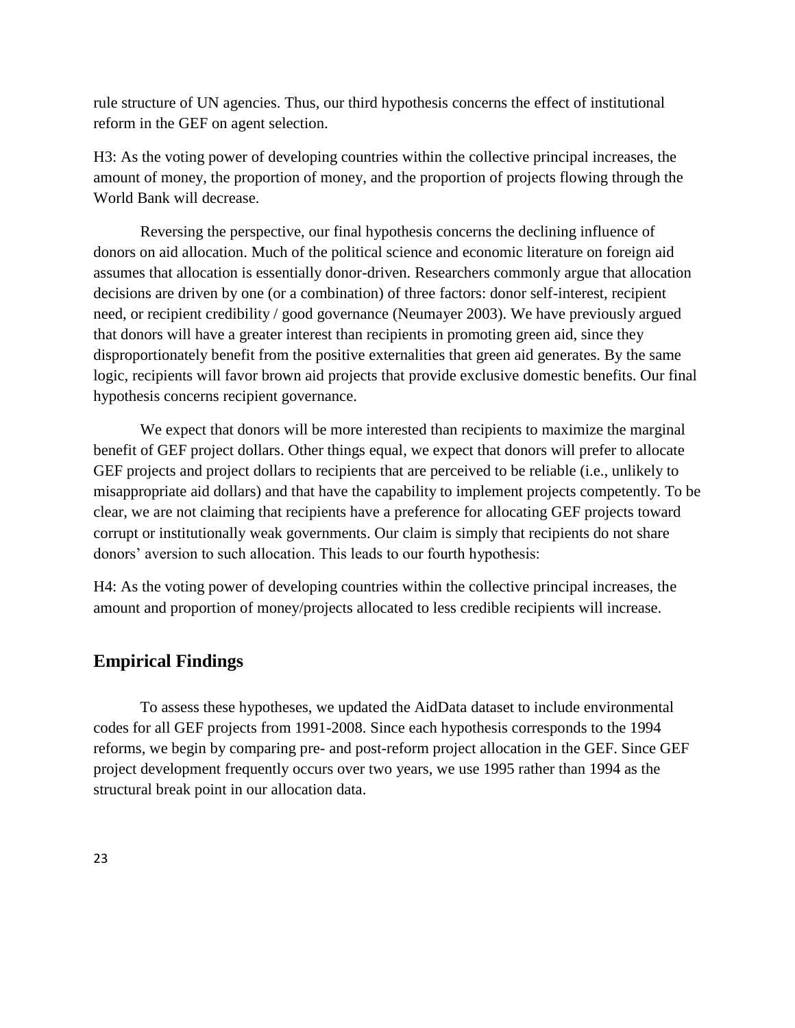rule structure of UN agencies. Thus, our third hypothesis concerns the effect of institutional reform in the GEF on agent selection.

H3: As the voting power of developing countries within the collective principal increases, the amount of money, the proportion of money, and the proportion of projects flowing through the World Bank will decrease.

Reversing the perspective, our final hypothesis concerns the declining influence of donors on aid allocation. Much of the political science and economic literature on foreign aid assumes that allocation is essentially donor-driven. Researchers commonly argue that allocation decisions are driven by one (or a combination) of three factors: donor self-interest, recipient need, or recipient credibility / good governance (Neumayer 2003). We have previously argued that donors will have a greater interest than recipients in promoting green aid, since they disproportionately benefit from the positive externalities that green aid generates. By the same logic, recipients will favor brown aid projects that provide exclusive domestic benefits. Our final hypothesis concerns recipient governance.

We expect that donors will be more interested than recipients to maximize the marginal benefit of GEF project dollars. Other things equal, we expect that donors will prefer to allocate GEF projects and project dollars to recipients that are perceived to be reliable (i.e., unlikely to misappropriate aid dollars) and that have the capability to implement projects competently. To be clear, we are not claiming that recipients have a preference for allocating GEF projects toward corrupt or institutionally weak governments. Our claim is simply that recipients do not share donors' aversion to such allocation. This leads to our fourth hypothesis:

H4: As the voting power of developing countries within the collective principal increases, the amount and proportion of money/projects allocated to less credible recipients will increase.

## Empirical Findings

To assess these hypotheses, we updated the AidData dataset to include environmental codes for all GEF projects from 1991-2008. Since each hypothesis corresponds to the 1994 reforms, we begin by comparing pre- and post-reform project allocation in the GEF. Since GEF project development frequently occurs over two years, we use 1995 rather than 1994 as the structural break point in our allocation data.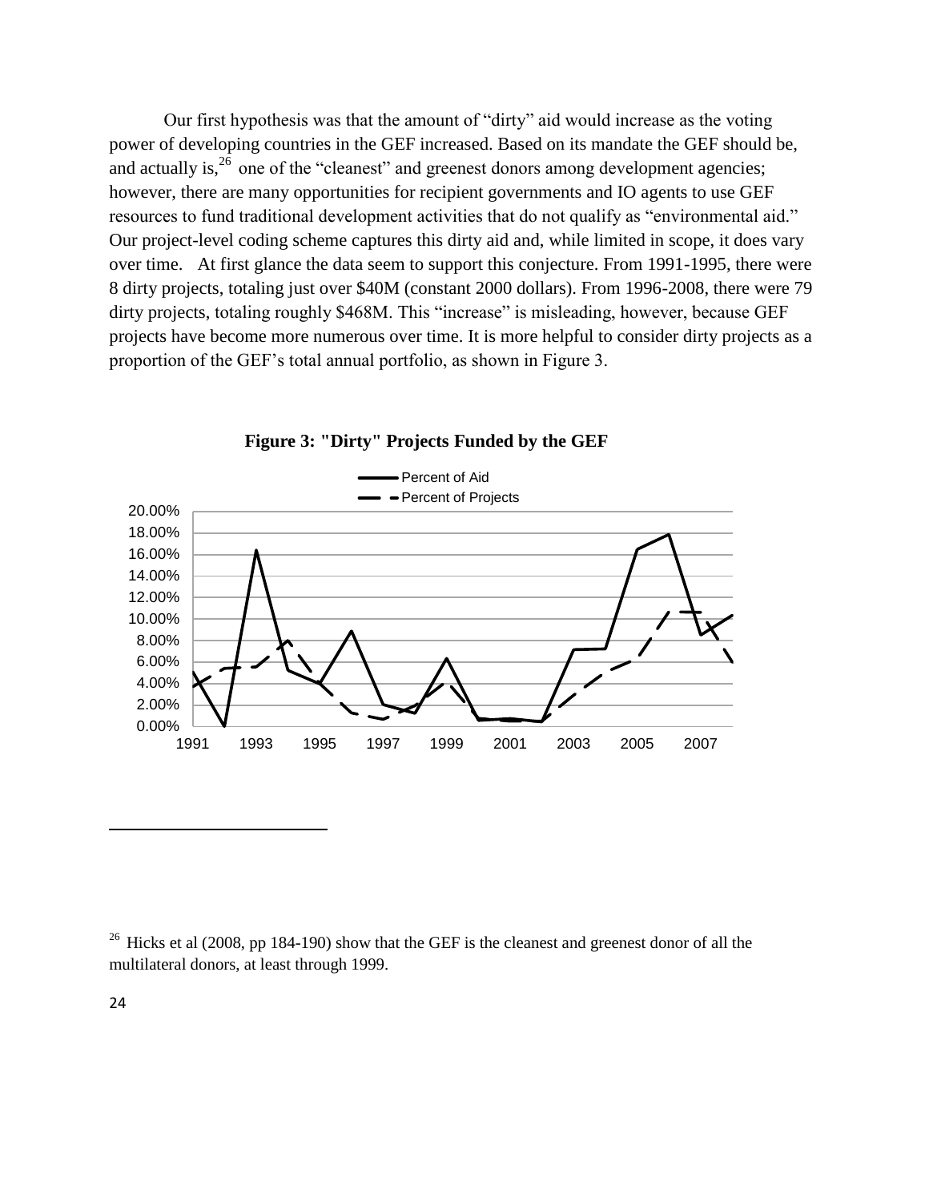Our first hypothesis was that the amount of "dirty" aid would increase as the voting power of developing countries in the GEF increased. Based on its mandate the GEF should be, and actually is,[26] one of the "cleanest" and greenest donors among development agencies; however, there are many opportunities for recipient governments and IO agents to use GEF resources to fund traditional development activities that do not qualify as "environmental aid." Our project-level coding scheme captures this dirty aid and, while limited in scope, it does vary over time. At first glance the data seem to support this conjecture. From 1991-1995, there were 8 dirty projects, totaling just over $40M (constant 2000 dollars). From 1996-2008, there were 79 dirty projects, totaling roughly $468M. This "increase" is misleading, however, because GEF projects have become more numerous over time. It is more helpful to consider dirty projects as a proportion of the GEF's total annual portfolio, as shown in Figure 3.

**Figure 3: "Dirty" Projects Funded by the GEF**

[26] Hicks et al (2008, pp 184-190) show that the GEF is the cleanest and greenest donor of all the multilateral donors, at least through 1999.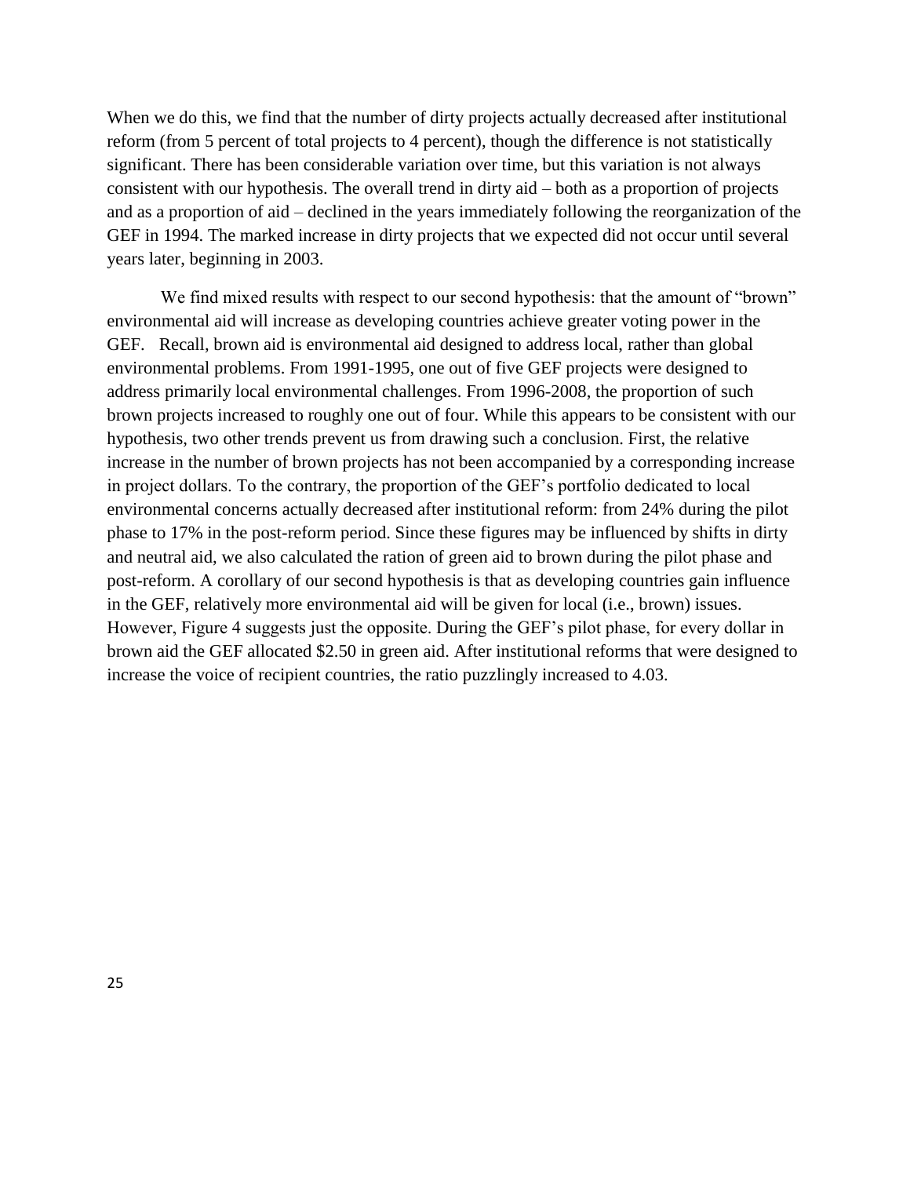When we do this, we find that the number of dirty projects actually decreased after institutional reform (from 5 percent of total projects to 4 percent), though the difference is not statistically significant. There has been considerable variation over time, but this variation is not always consistent with our hypothesis. The overall trend in dirty aid – both as a proportion of projects and as a proportion of aid – declined in the years immediately following the reorganization of the GEF in 1994. The marked increase in dirty projects that we expected did not occur until several years later, beginning in 2003.

We find mixed results with respect to our second hypothesis: that the amount of "brown" environmental aid will increase as developing countries achieve greater voting power in the GEF. Recall, brown aid is environmental aid designed to address local, rather than global environmental problems. From 1991-1995, one out of five GEF projects were designed to address primarily local environmental challenges. From 1996-2008, the proportion of such brown projects increased to roughly one out of four. While this appears to be consistent with our hypothesis, two other trends prevent us from drawing such a conclusion. First, the relative increase in the number of brown projects has not been accompanied by a corresponding increase in project dollars. To the contrary, the proportion of the GEF's portfolio dedicated to local environmental concerns actually decreased after institutional reform: from 24% during the pilot phase to 17% in the post-reform period. Since these figures may be influenced by shifts in dirty and neutral aid, we also calculated the ration of green aid to brown during the pilot phase and post-reform. A corollary of our second hypothesis is that as developing countries gain influence in the GEF, relatively more environmental aid will be given for local (i.e., brown) issues. However, Figure 4 suggests just the opposite. During the GEF's pilot phase, for every dollar in brown aid the GEF allocated $2.50 in green aid. After institutional reforms that were designed to increase the voice of recipient countries, the ratio puzzlingly increased to 4.03.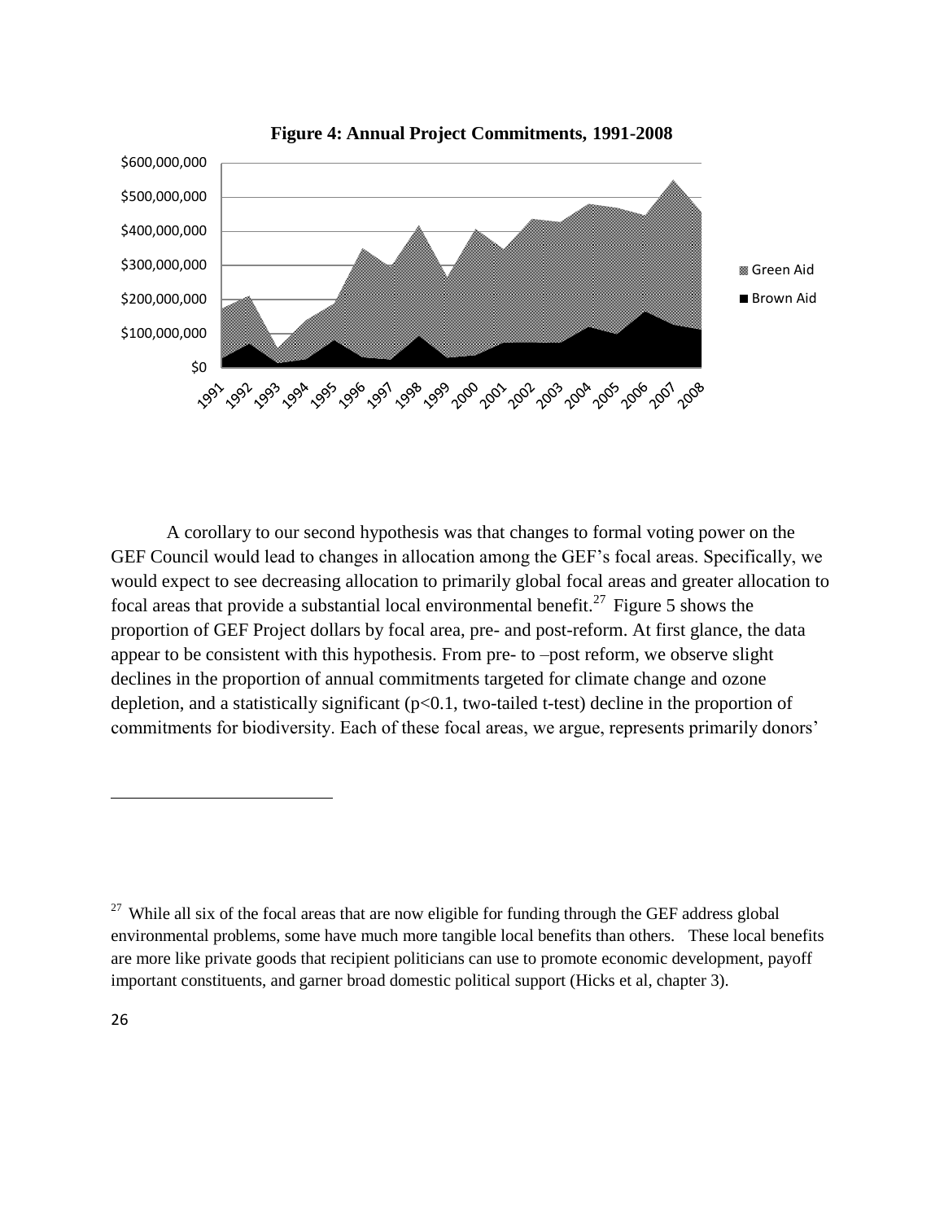**Figure 4: Annual Project Commitments, 1991-2008**

A corollary to our second hypothesis was that changes to formal voting power on the GEF Council would lead to changes in allocation among the GEF's focal areas. Specifically, we would expect to see decreasing allocation to primarily global focal areas and greater allocation to focal areas that provide a substantial local environmental benefit.[27] Figure 5 shows the proportion of GEF Project dollars by focal area, pre- and post-reform. At first glance, the data appear to be consistent with this hypothesis. From pre- to –post reform, we observe slight declines in the proportion of annual commitments targeted for climate change and ozone depletion, and a statistically significant ($p<0.1$, two-tailed t-test) decline in the proportion of commitments for biodiversity. Each of these focal areas, we argue, represents primarily donors'

[27] While all six of the focal areas that are now eligible for funding through the GEF address global environmental problems, some have much more tangible local benefits than others. These local benefits are more like private goods that recipient politicians can use to promote economic development, payoff important constituents, and garner broad domestic political support (Hicks et al, chapter 3).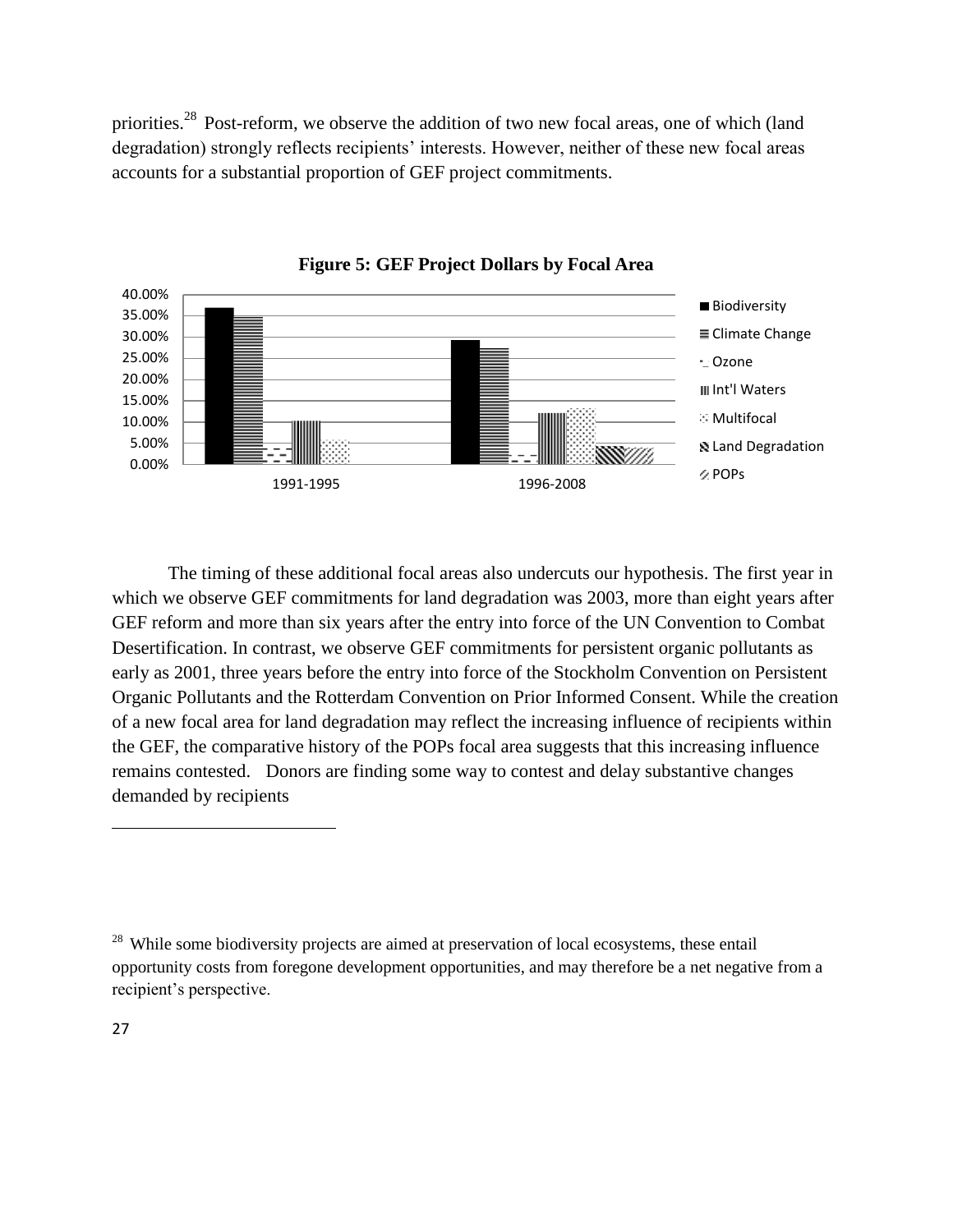priorities.[28] Post-reform, we observe the addition of two new focal areas, one of which (land degradation) strongly reflects recipients' interests. However, neither of these new focal areas accounts for a substantial proportion of GEF project commitments.

**Figure 5: GEF Project Dollars by Focal Area**

The timing of these additional focal areas also undercuts our hypothesis. The first year in which we observe GEF commitments for land degradation was 2003, more than eight years after GEF reform and more than six years after the entry into force of the UN Convention to Combat Desertification. In contrast, we observe GEF commitments for persistent organic pollutants as early as 2001, three years before the entry into force of the Stockholm Convention on Persistent Organic Pollutants and the Rotterdam Convention on Prior Informed Consent. While the creation of a new focal area for land degradation may reflect the increasing influence of recipients within the GEF, the comparative history of the POPs focal area suggests that this increasing influence remains contested. Donors are finding some way to contest and delay substantive changes demanded by recipients

[28] While some biodiversity projects are aimed at preservation of local ecosystems, these entail opportunity costs from foregone development opportunities, and may therefore be a net negative from a recipient's perspective.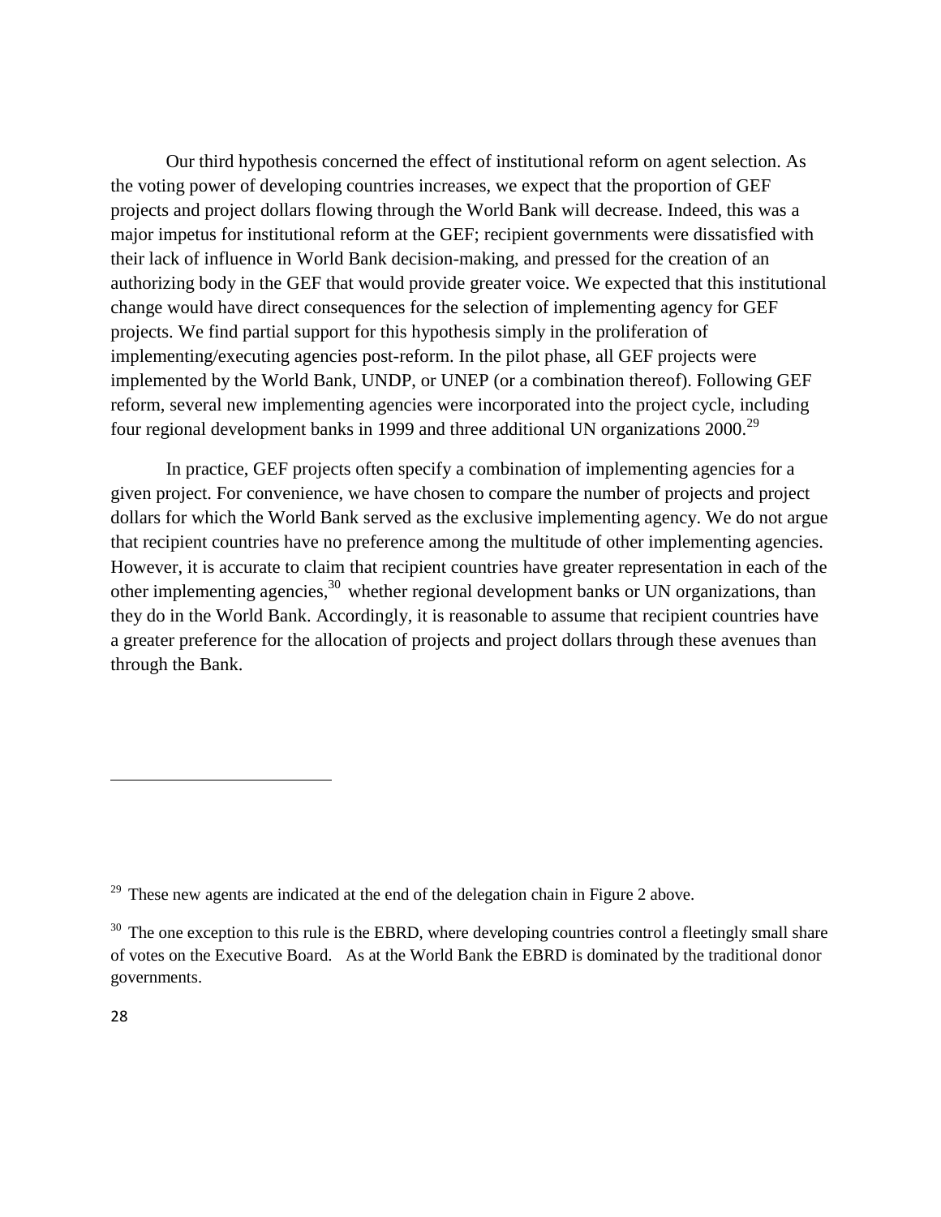Our third hypothesis concerned the effect of institutional reform on agent selection. As the voting power of developing countries increases, we expect that the proportion of GEF projects and project dollars flowing through the World Bank will decrease. Indeed, this was a major impetus for institutional reform at the GEF; recipient governments were dissatisfied with their lack of influence in World Bank decision-making, and pressed for the creation of an authorizing body in the GEF that would provide greater voice. We expected that this institutional change would have direct consequences for the selection of implementing agency for GEF projects. We find partial support for this hypothesis simply in the proliferation of implementing/executing agencies post-reform. In the pilot phase, all GEF projects were implemented by the World Bank, UNDP, or UNEP (or a combination thereof). Following GEF reform, several new implementing agencies were incorporated into the project cycle, including four regional development banks in 1999 and three additional UN organizations 2000.[29]

In practice, GEF projects often specify a combination of implementing agencies for a given project. For convenience, we have chosen to compare the number of projects and project dollars for which the World Bank served as the exclusive implementing agency. We do not argue that recipient countries have no preference among the multitude of other implementing agencies. However, it is accurate to claim that recipient countries have greater representation in each of the other implementing agencies,[30] whether regional development banks or UN organizations, than they do in the World Bank. Accordingly, it is reasonable to assume that recipient countries have a greater preference for the allocation of projects and project dollars through these avenues than through the Bank.

---

[29] These new agents are indicated at the end of the delegation chain in Figure 2 above.

[30] The one exception to this rule is the EBRD, where developing countries control a fleetingly small share of votes on the Executive Board. As at the World Bank the EBRD is dominated by the traditional donor governments.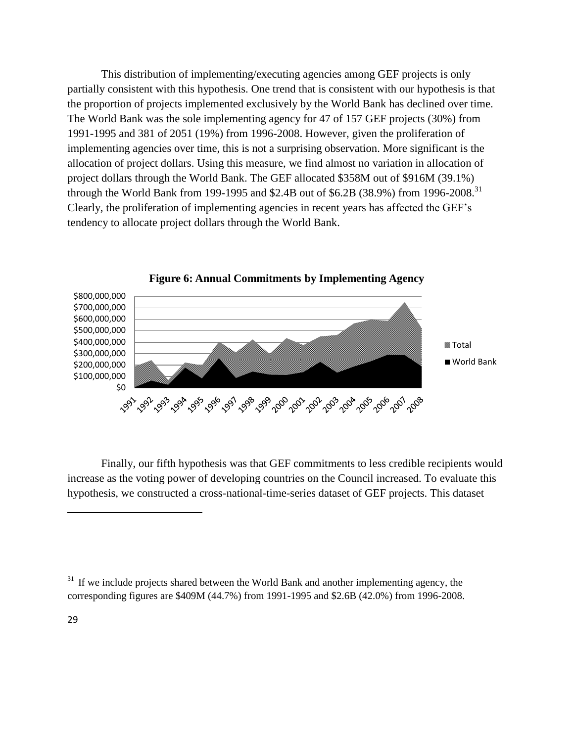This distribution of implementing/executing agencies among GEF projects is only partially consistent with this hypothesis. One trend that is consistent with our hypothesis is that the proportion of projects implemented exclusively by the World Bank has declined over time. The World Bank was the sole implementing agency for 47 of 157 GEF projects (30%) from 1991-1995 and 381 of 2051 (19%) from 1996-2008. However, given the proliferation of implementing agencies over time, this is not a surprising observation. More significant is the allocation of project dollars. Using this measure, we find almost no variation in allocation of project dollars through the World Bank. The GEF allocated \$358M out of \$916M (39.1%) through the World Bank from 199-1995 and \$2.4B out of \$6.2B (38.9%) from 1996-2008.[31] Clearly, the proliferation of implementing agencies in recent years has affected the GEF's tendency to allocate project dollars through the World Bank.

**Figure 6: Annual Commitments by Implementing Agency**

Finally, our fifth hypothesis was that GEF commitments to less credible recipients would increase as the voting power of developing countries on the Council increased. To evaluate this hypothesis, we constructed a cross-national-time-series dataset of GEF projects. This dataset

[31] If we include projects shared between the World Bank and another implementing agency, the corresponding figures are \$409M (44.7%) from 1991-1995 and \$2.6B (42.0%) from 1996-2008.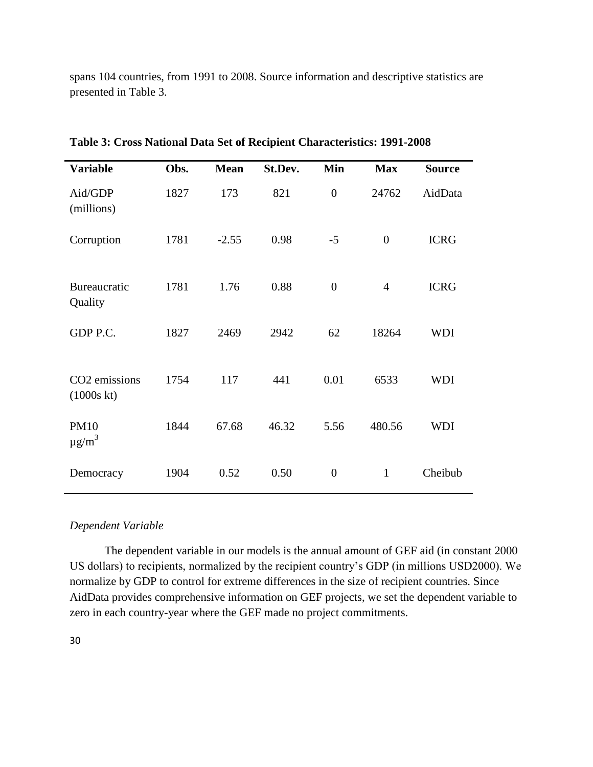spans 104 countries, from 1991 to 2008. Source information and descriptive statistics are presented in Table 3.

**Table 3: Cross National Data Set of Recipient Characteristics: 1991-2008**

| Variable | Obs. | Mean | St.Dev. | Min | Max | Source |
|---|---|---|---|---|---|---|
| Aid/GDP (millions) | 1827 | 173 | 821 | 0 | 24762 | AidData |
| Corruption | 1781 | -2.55 | 0.98 | -5 | 0 | ICRG |
| Bureaucratic Quality | 1781 | 1.76 | 0.88 | 0 | 4 | ICRG |
| GDP P.C. | 1827 | 2469 | 2942 | 62 | 18264 | WDI |
| $CO_2$ emissions (1000s kt) | 1754 | 117 | 441 | 0.01 | 6533 | WDI |
| PM10 $\mu g/m^3$ | 1844 | 67.68 | 46.32 | 5.56 | 480.56 | WDI |
| Democracy | 1904 | 0.52 | 0.50 | 0 | 1 | Cheibub |

*Dependent Variable*

The dependent variable in our models is the annual amount of GEF aid (in constant 2000 US dollars) to recipients, normalized by the recipient country's GDP (in millions USD2000). We normalize by GDP to control for extreme differences in the size of recipient countries. Since AidData provides comprehensive information on GEF projects, we set the dependent variable to zero in each country-year where the GEF made no project commitments.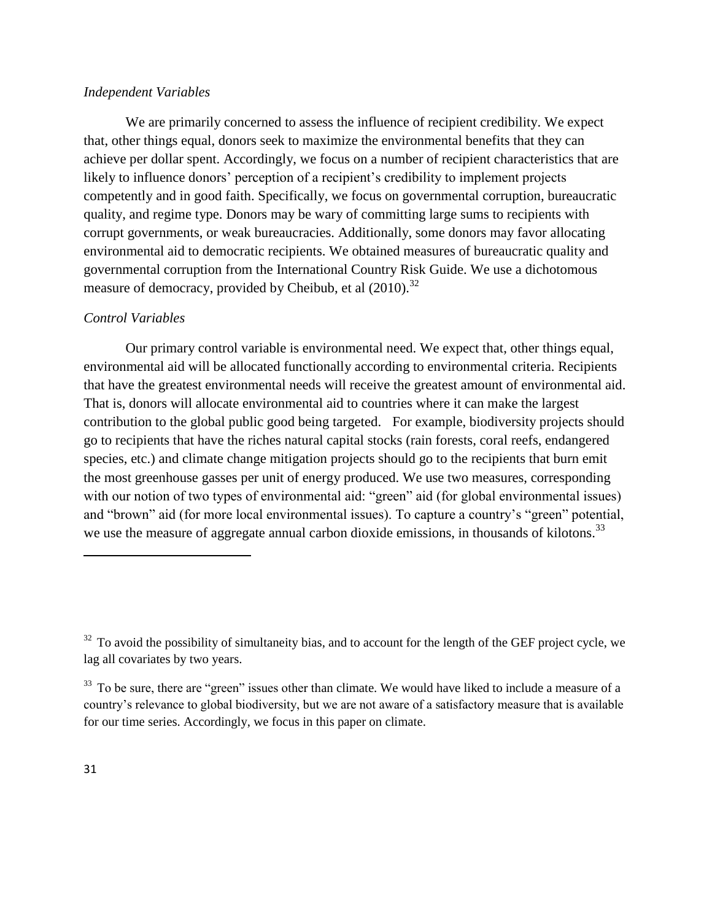*Independent Variables*

We are primarily concerned to assess the influence of recipient credibility. We expect that, other things equal, donors seek to maximize the environmental benefits that they can achieve per dollar spent. Accordingly, we focus on a number of recipient characteristics that are likely to influence donors' perception of a recipient's credibility to implement projects competently and in good faith. Specifically, we focus on governmental corruption, bureaucratic quality, and regime type. Donors may be wary of committing large sums to recipients with corrupt governments, or weak bureaucracies. Additionally, some donors may favor allocating environmental aid to democratic recipients. We obtained measures of bureaucratic quality and governmental corruption from the International Country Risk Guide. We use a dichotomous measure of democracy, provided by Cheibub, et al (2010).[32]

*Control Variables*

Our primary control variable is environmental need. We expect that, other things equal, environmental aid will be allocated functionally according to environmental criteria. Recipients that have the greatest environmental needs will receive the greatest amount of environmental aid. That is, donors will allocate environmental aid to countries where it can make the largest contribution to the global public good being targeted. For example, biodiversity projects should go to recipients that have the riches natural capital stocks (rain forests, coral reefs, endangered species, etc.) and climate change mitigation projects should go to the recipients that burn emit the most greenhouse gasses per unit of energy produced. We use two measures, corresponding with our notion of two types of environmental aid: "green" aid (for global environmental issues) and "brown" aid (for more local environmental issues). To capture a country's "green" potential, we use the measure of aggregate annual carbon dioxide emissions, in thousands of kilotons.[33]

---

[32] To avoid the possibility of simultaneity bias, and to account for the length of the GEF project cycle, we lag all covariates by two years.

[33] To be sure, there are "green" issues other than climate. We would have liked to include a measure of a country's relevance to global biodiversity, but we are not aware of a satisfactory measure that is available for our time series. Accordingly, we focus in this paper on climate.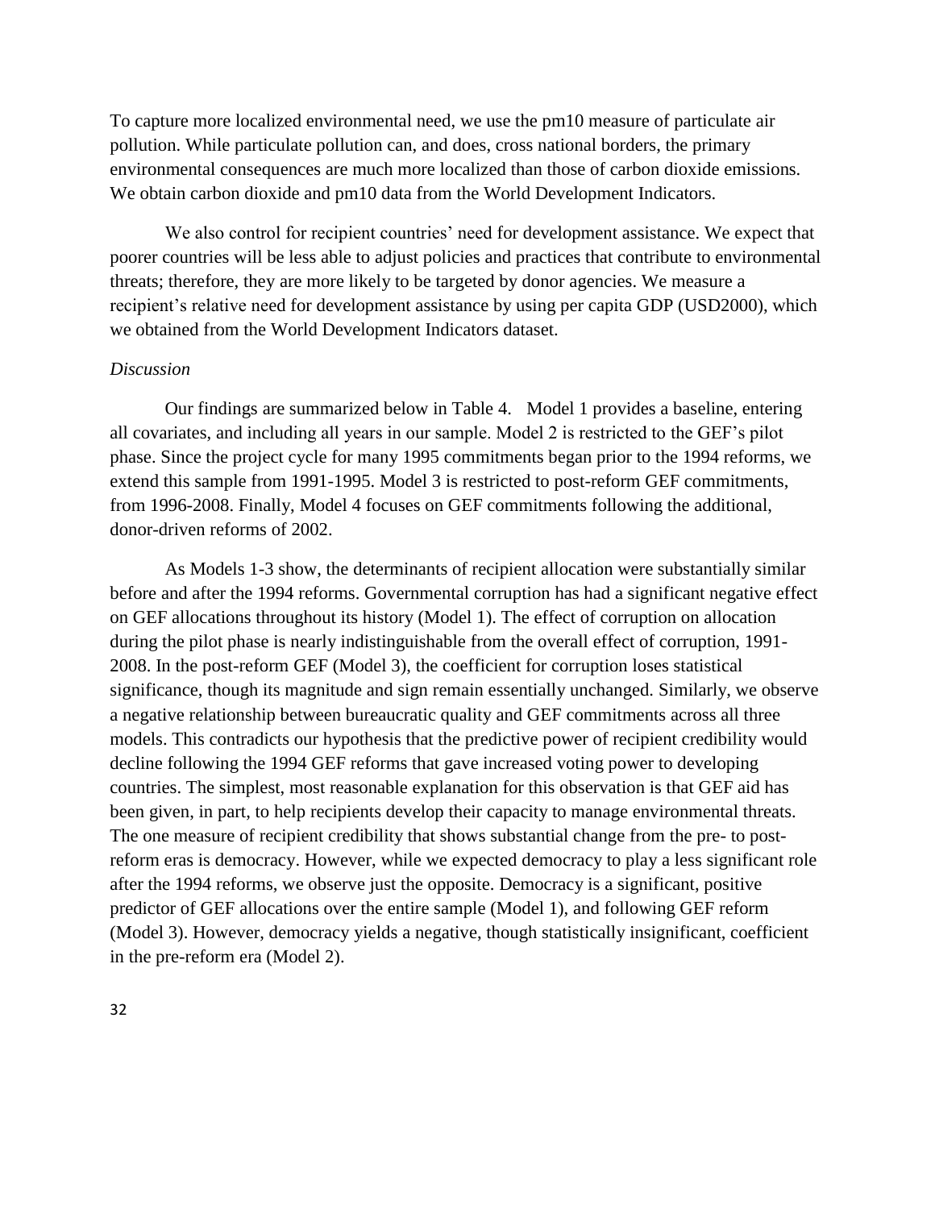To capture more localized environmental need, we use the pm10 measure of particulate air pollution. While particulate pollution can, and does, cross national borders, the primary environmental consequences are much more localized than those of carbon dioxide emissions. We obtain carbon dioxide and pm10 data from the World Development Indicators.

We also control for recipient countries' need for development assistance. We expect that poorer countries will be less able to adjust policies and practices that contribute to environmental threats; therefore, they are more likely to be targeted by donor agencies. We measure a recipient's relative need for development assistance by using per capita GDP (USD2000), which we obtained from the World Development Indicators dataset.

*Discussion*

Our findings are summarized below in Table 4. Model 1 provides a baseline, entering all covariates, and including all years in our sample. Model 2 is restricted to the GEF's pilot phase. Since the project cycle for many 1995 commitments began prior to the 1994 reforms, we extend this sample from 1991-1995. Model 3 is restricted to post-reform GEF commitments, from 1996-2008. Finally, Model 4 focuses on GEF commitments following the additional, donor-driven reforms of 2002.

As Models 1-3 show, the determinants of recipient allocation were substantially similar before and after the 1994 reforms. Governmental corruption has had a significant negative effect on GEF allocations throughout its history (Model 1). The effect of corruption on allocation during the pilot phase is nearly indistinguishable from the overall effect of corruption, 1991-2008. In the post-reform GEF (Model 3), the coefficient for corruption loses statistical significance, though its magnitude and sign remain essentially unchanged. Similarly, we observe a negative relationship between bureaucratic quality and GEF commitments across all three models. This contradicts our hypothesis that the predictive power of recipient credibility would decline following the 1994 GEF reforms that gave increased voting power to developing countries. The simplest, most reasonable explanation for this observation is that GEF aid has been given, in part, to help recipients develop their capacity to manage environmental threats. The one measure of recipient credibility that shows substantial change from the pre- to post-reform eras is democracy. However, while we expected democracy to play a less significant role after the 1994 reforms, we observe just the opposite. Democracy is a significant, positive predictor of GEF allocations over the entire sample (Model 1), and following GEF reform (Model 3). However, democracy yields a negative, though statistically insignificant, coefficient in the pre-reform era (Model 2).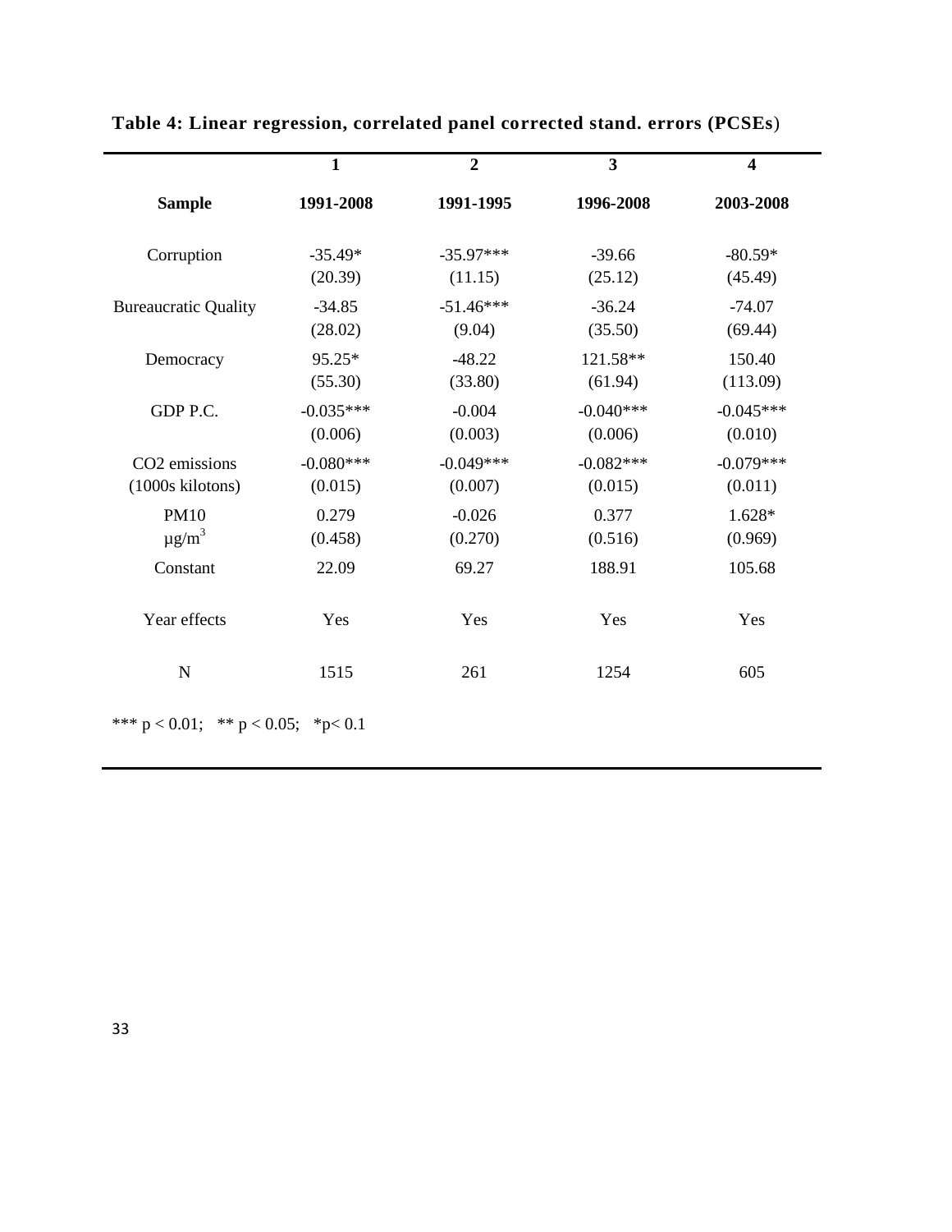**Table 4: Linear regression, correlated panel corrected stand. errors (PCSEs)**

| | 1 | 2 | 3 | 4 |
|---|---|---|---|---|
| **Sample** | **1991-2008** | **1991-1995** | **1996-2008** | **2003-2008** |
| Corruption | -35.49* | -35.97*** | -39.66 | -80.59* |
| | (20.39) | (11.15) | (25.12) | (45.49) |
| Bureaucratic Quality | -34.85 | -51.46*** | -36.24 | -74.07 |
| | (28.02) | (9.04) | (35.50) | (69.44) |
| Democracy | 95.25* | -48.22 | 121.58** | 150.40 |
| | (55.30) | (33.80) | (61.94) | (113.09) |
| GDP P.C. | -0.035*** | -0.004 | -0.040*** | -0.045*** |
| | (0.006) | (0.003) | (0.006) | (0.010) |
| $CO_2$ emissions (1000s kilotons) | -0.080*** | -0.049*** | -0.082*** | -0.079*** |
| | (0.015) | (0.007) | (0.015) | (0.011) |
| PM10 $\mu g/m^3$ | 0.279 | -0.026 | 0.377 | 1.628* |
| | (0.458) | (0.270) | (0.516) | (0.969) |
| Constant | 22.09 | 69.27 | 188.91 | 105.68 |
| Year effects | Yes | Yes | Yes | Yes |
| N | 1515 | 261 | 1254 | 605 |

*** $p < 0.01$; ** $p < 0.05$; * $p < 0.1$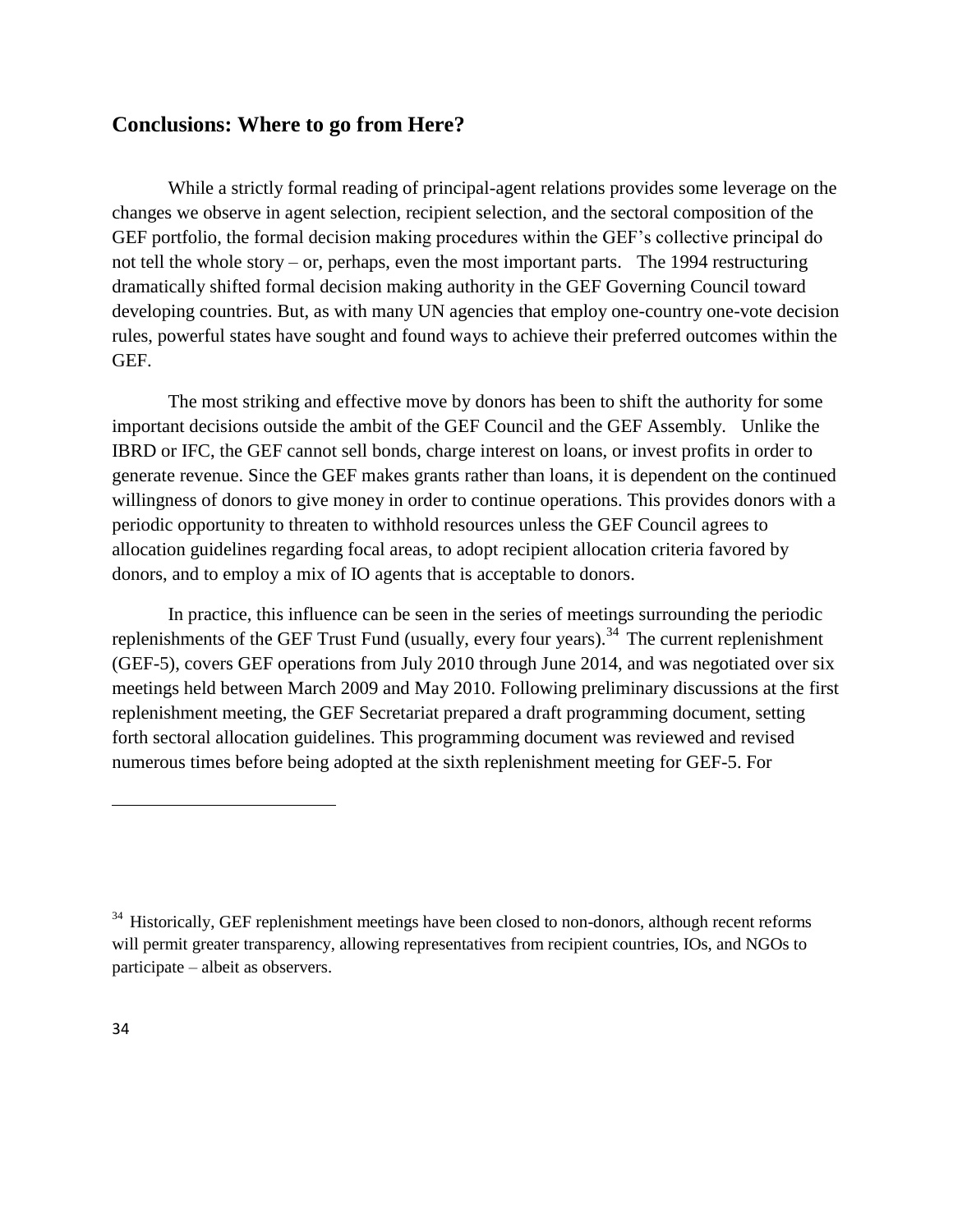## Conclusions: Where to go from Here?

While a strictly formal reading of principal-agent relations provides some leverage on the changes we observe in agent selection, recipient selection, and the sectoral composition of the GEF portfolio, the formal decision making procedures within the GEF's collective principal do not tell the whole story – or, perhaps, even the most important parts. The 1994 restructuring dramatically shifted formal decision making authority in the GEF Governing Council toward developing countries. But, as with many UN agencies that employ one-country one-vote decision rules, powerful states have sought and found ways to achieve their preferred outcomes within the GEF.

The most striking and effective move by donors has been to shift the authority for some important decisions outside the ambit of the GEF Council and the GEF Assembly. Unlike the IBRD or IFC, the GEF cannot sell bonds, charge interest on loans, or invest profits in order to generate revenue. Since the GEF makes grants rather than loans, it is dependent on the continued willingness of donors to give money in order to continue operations. This provides donors with a periodic opportunity to threaten to withhold resources unless the GEF Council agrees to allocation guidelines regarding focal areas, to adopt recipient allocation criteria favored by donors, and to employ a mix of IO agents that is acceptable to donors.

In practice, this influence can be seen in the series of meetings surrounding the periodic replenishments of the GEF Trust Fund (usually, every four years).[34] The current replenishment (GEF-5), covers GEF operations from July 2010 through June 2014, and was negotiated over six meetings held between March 2009 and May 2010. Following preliminary discussions at the first replenishment meeting, the GEF Secretariat prepared a draft programming document, setting forth sectoral allocation guidelines. This programming document was reviewed and revised numerous times before being adopted at the sixth replenishment meeting for GEF-5. For

---

[34] Historically, GEF replenishment meetings have been closed to non-donors, although recent reforms will permit greater transparency, allowing representatives from recipient countries, IOs, and NGOs to participate – albeit as observers.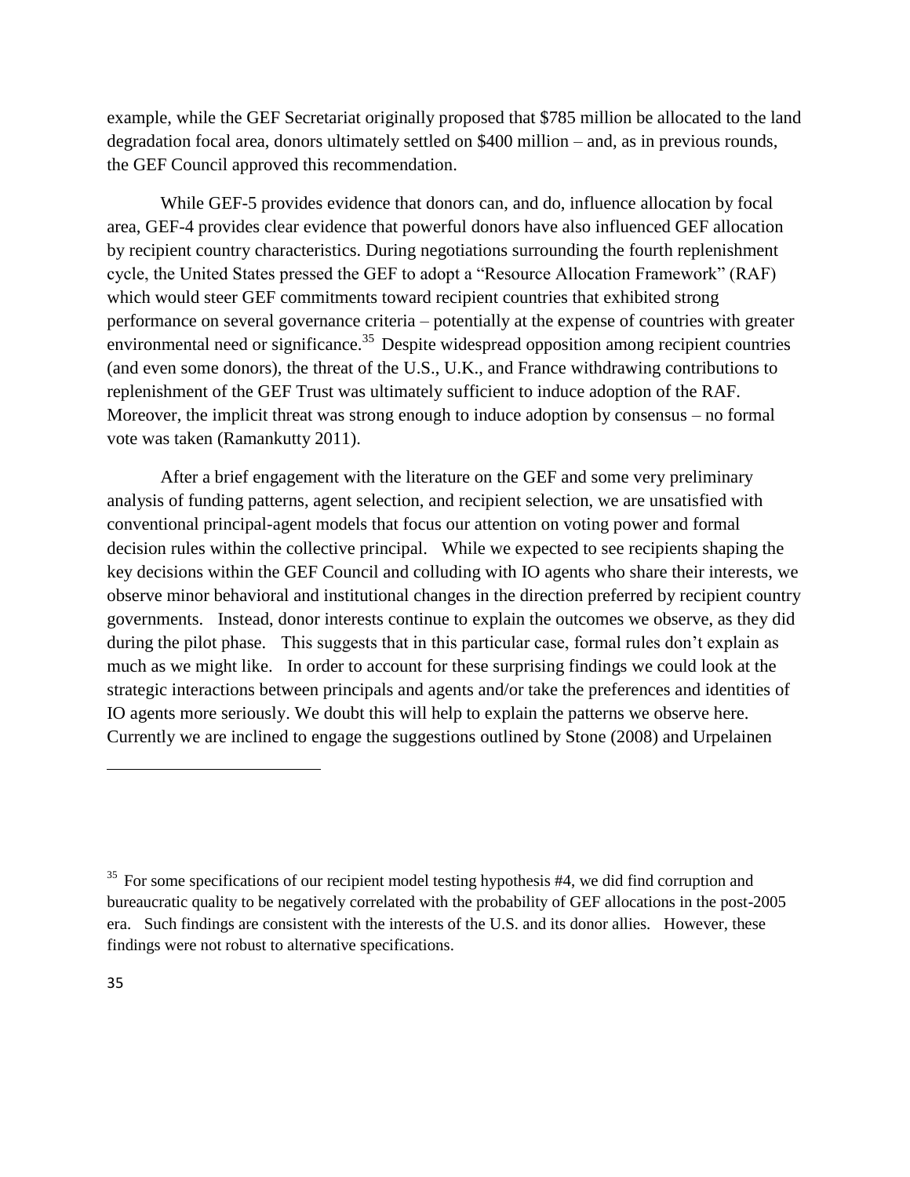example, while the GEF Secretariat originally proposed that $785 million be allocated to the land degradation focal area, donors ultimately settled on $400 million – and, as in previous rounds, the GEF Council approved this recommendation.

While GEF-5 provides evidence that donors can, and do, influence allocation by focal area, GEF-4 provides clear evidence that powerful donors have also influenced GEF allocation by recipient country characteristics. During negotiations surrounding the fourth replenishment cycle, the United States pressed the GEF to adopt a "Resource Allocation Framework" (RAF) which would steer GEF commitments toward recipient countries that exhibited strong performance on several governance criteria – potentially at the expense of countries with greater environmental need or significance.[35] Despite widespread opposition among recipient countries (and even some donors), the threat of the U.S., U.K., and France withdrawing contributions to replenishment of the GEF Trust was ultimately sufficient to induce adoption of the RAF. Moreover, the implicit threat was strong enough to induce adoption by consensus – no formal vote was taken (Ramankutty 2011).

After a brief engagement with the literature on the GEF and some very preliminary analysis of funding patterns, agent selection, and recipient selection, we are unsatisfied with conventional principal-agent models that focus our attention on voting power and formal decision rules within the collective principal. While we expected to see recipients shaping the key decisions within the GEF Council and colluding with IO agents who share their interests, we observe minor behavioral and institutional changes in the direction preferred by recipient country governments. Instead, donor interests continue to explain the outcomes we observe, as they did during the pilot phase. This suggests that in this particular case, formal rules don't explain as much as we might like. In order to account for these surprising findings we could look at the strategic interactions between principals and agents and/or take the preferences and identities of IO agents more seriously. We doubt this will help to explain the patterns we observe here. Currently we are inclined to engage the suggestions outlined by Stone (2008) and Urpelainen

---

[35] For some specifications of our recipient model testing hypothesis #4, we did find corruption and bureaucratic quality to be negatively correlated with the probability of GEF allocations in the post-2005 era. Such findings are consistent with the interests of the U.S. and its donor allies. However, these findings were not robust to alternative specifications.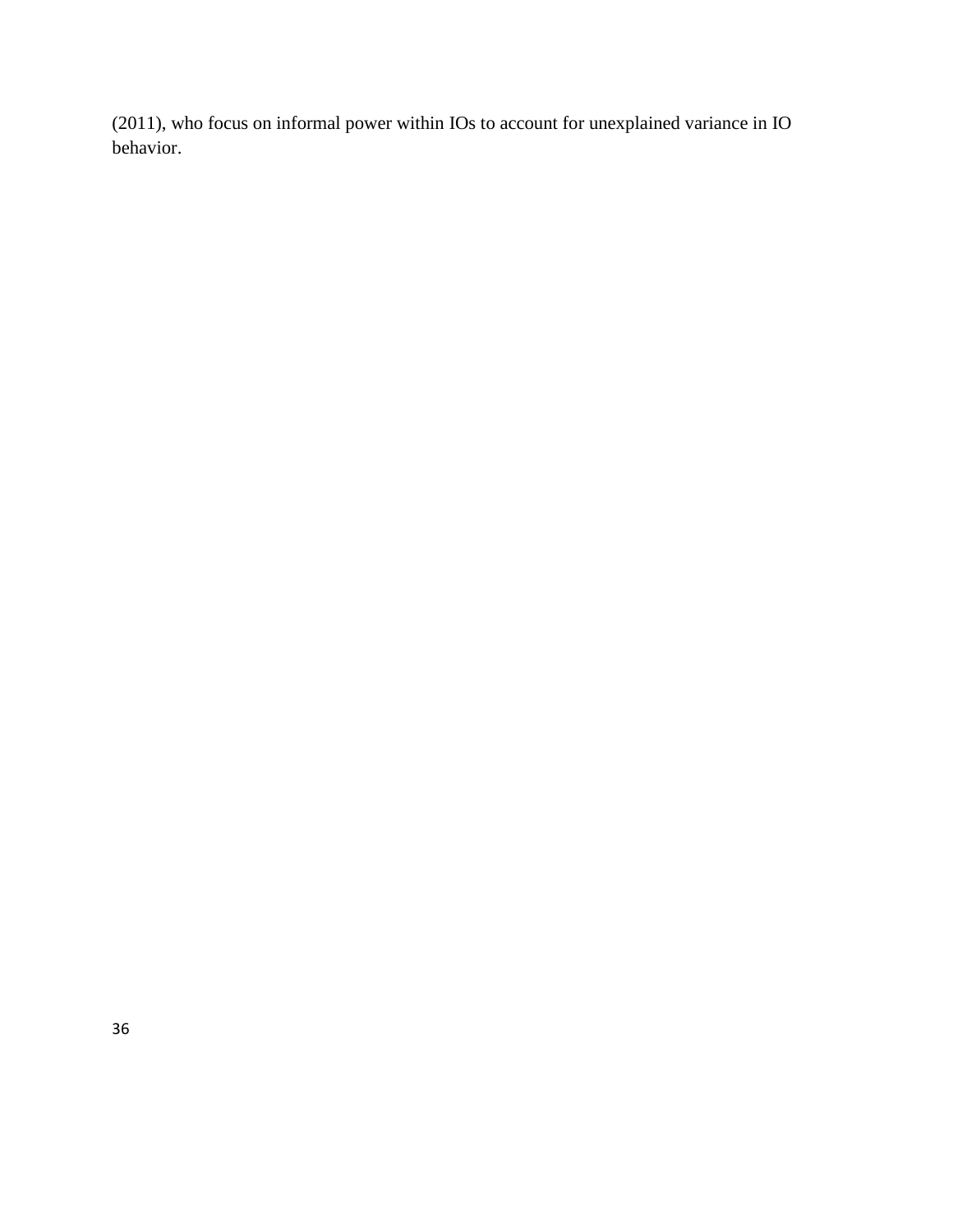(2011), who focus on informal power within IOs to account for unexplained variance in IO behavior.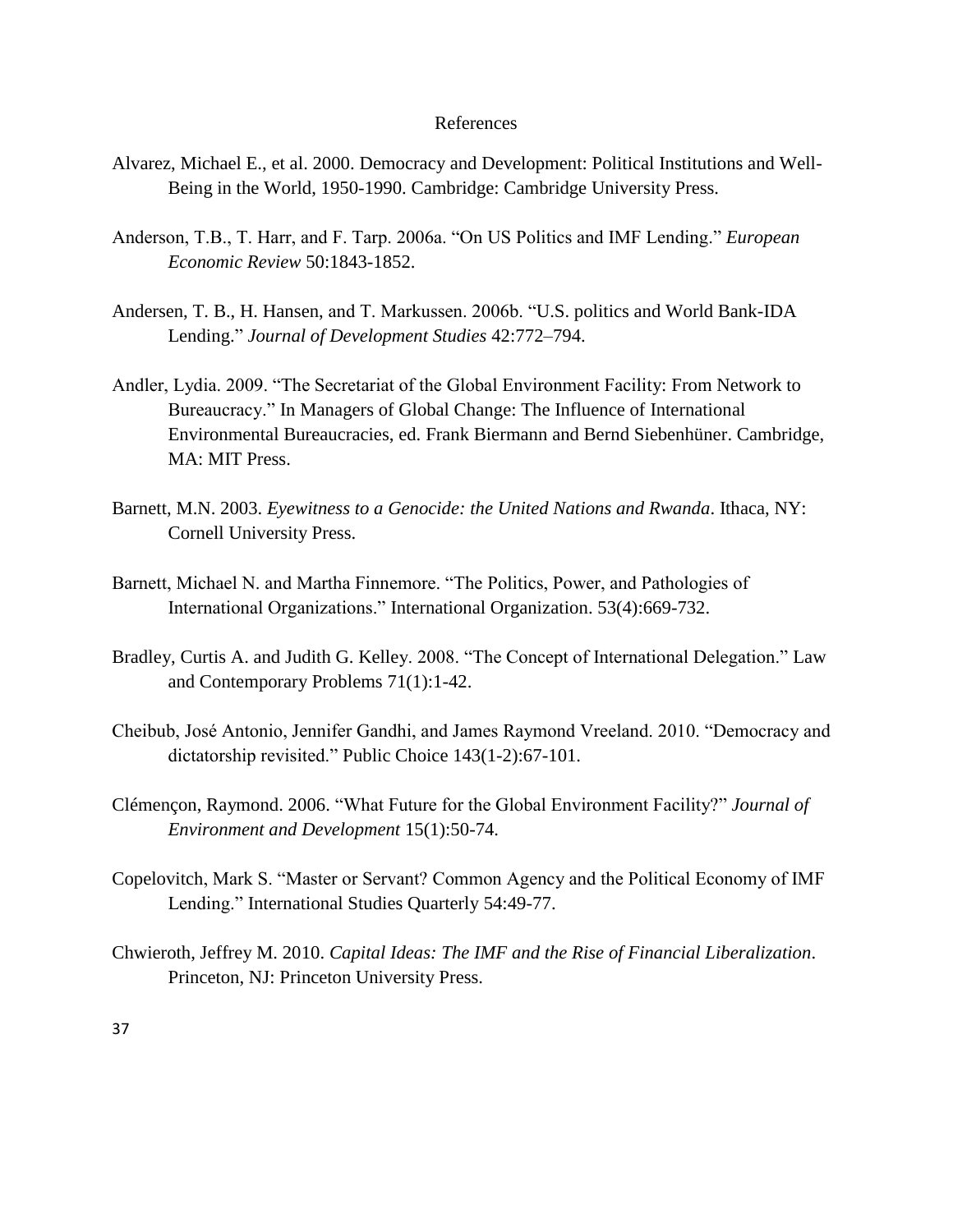# References

Alvarez, Michael E., et al. 2000. Democracy and Development: Political Institutions and Well-Being in the World, 1950-1990. Cambridge: Cambridge University Press.

Anderson, T.B., T. Harr, and F. Tarp. 2006a. "On US Politics and IMF Lending." *European Economic Review* 50:1843-1852.

Andersen, T. B., H. Hansen, and T. Markussen. 2006b. "U.S. politics and World Bank-IDA Lending." *Journal of Development Studies* 42:772–794.

Andler, Lydia. 2009. "The Secretariat of the Global Environment Facility: From Network to Bureaucracy." In Managers of Global Change: The Influence of International Environmental Bureaucracies, ed. Frank Biermann and Bernd Siebenhüner. Cambridge, MA: MIT Press.

Barnett, M.N. 2003. *Eyewitness to a Genocide: the United Nations and Rwanda*. Ithaca, NY: Cornell University Press.

Barnett, Michael N. and Martha Finnemore. "The Politics, Power, and Pathologies of International Organizations." International Organization. 53(4):669-732.

Bradley, Curtis A. and Judith G. Kelley. 2008. "The Concept of International Delegation." Law and Contemporary Problems 71(1):1-42.

Cheibub, José Antonio, Jennifer Gandhi, and James Raymond Vreeland. 2010. "Democracy and dictatorship revisited." Public Choice 143(1-2):67-101.

Clémençon, Raymond. 2006. "What Future for the Global Environment Facility?" *Journal of Environment and Development* 15(1):50-74.

Copelovitch, Mark S. "Master or Servant? Common Agency and the Political Economy of IMF Lending." International Studies Quarterly 54:49-77.

Chwieroth, Jeffrey M. 2010. *Capital Ideas: The IMF and the Rise of Financial Liberalization*. Princeton, NJ: Princeton University Press.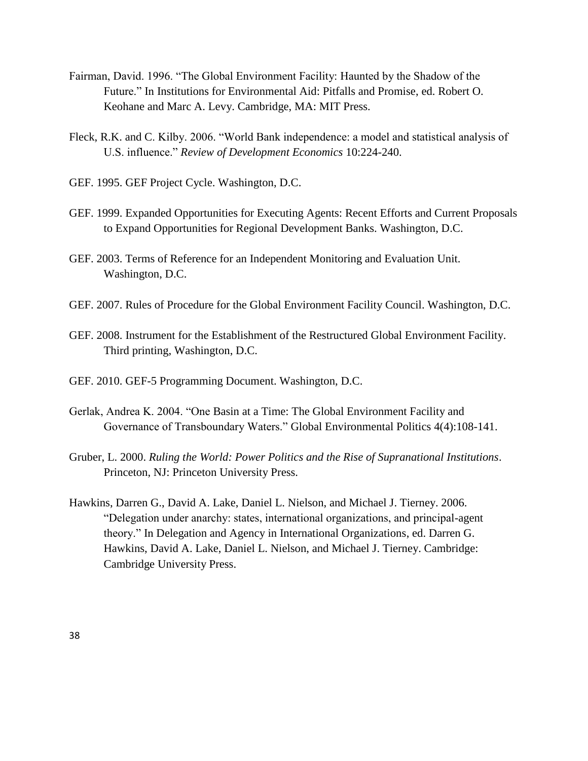Fairman, David. 1996. "The Global Environment Facility: Haunted by the Shadow of the Future." In Institutions for Environmental Aid: Pitfalls and Promise, ed. Robert O. Keohane and Marc A. Levy. Cambridge, MA: MIT Press.

Fleck, R.K. and C. Kilby. 2006. "World Bank independence: a model and statistical analysis of U.S. influence." *Review of Development Economics* 10:224-240.

GEF. 1995. GEF Project Cycle. Washington, D.C.

GEF. 1999. Expanded Opportunities for Executing Agents: Recent Efforts and Current Proposals to Expand Opportunities for Regional Development Banks. Washington, D.C.

GEF. 2003. Terms of Reference for an Independent Monitoring and Evaluation Unit. Washington, D.C.

GEF. 2007. Rules of Procedure for the Global Environment Facility Council. Washington, D.C.

GEF. 2008. Instrument for the Establishment of the Restructured Global Environment Facility. Third printing, Washington, D.C.

GEF. 2010. GEF-5 Programming Document. Washington, D.C.

Gerlak, Andrea K. 2004. "One Basin at a Time: The Global Environment Facility and Governance of Transboundary Waters." Global Environmental Politics 4(4):108-141.

Gruber, L. 2000. *Ruling the World: Power Politics and the Rise of Supranational Institutions*. Princeton, NJ: Princeton University Press.

Hawkins, Darren G., David A. Lake, Daniel L. Nielson, and Michael J. Tierney. 2006. "Delegation under anarchy: states, international organizations, and principal-agent theory." In Delegation and Agency in International Organizations, ed. Darren G. Hawkins, David A. Lake, Daniel L. Nielson, and Michael J. Tierney. Cambridge: Cambridge University Press.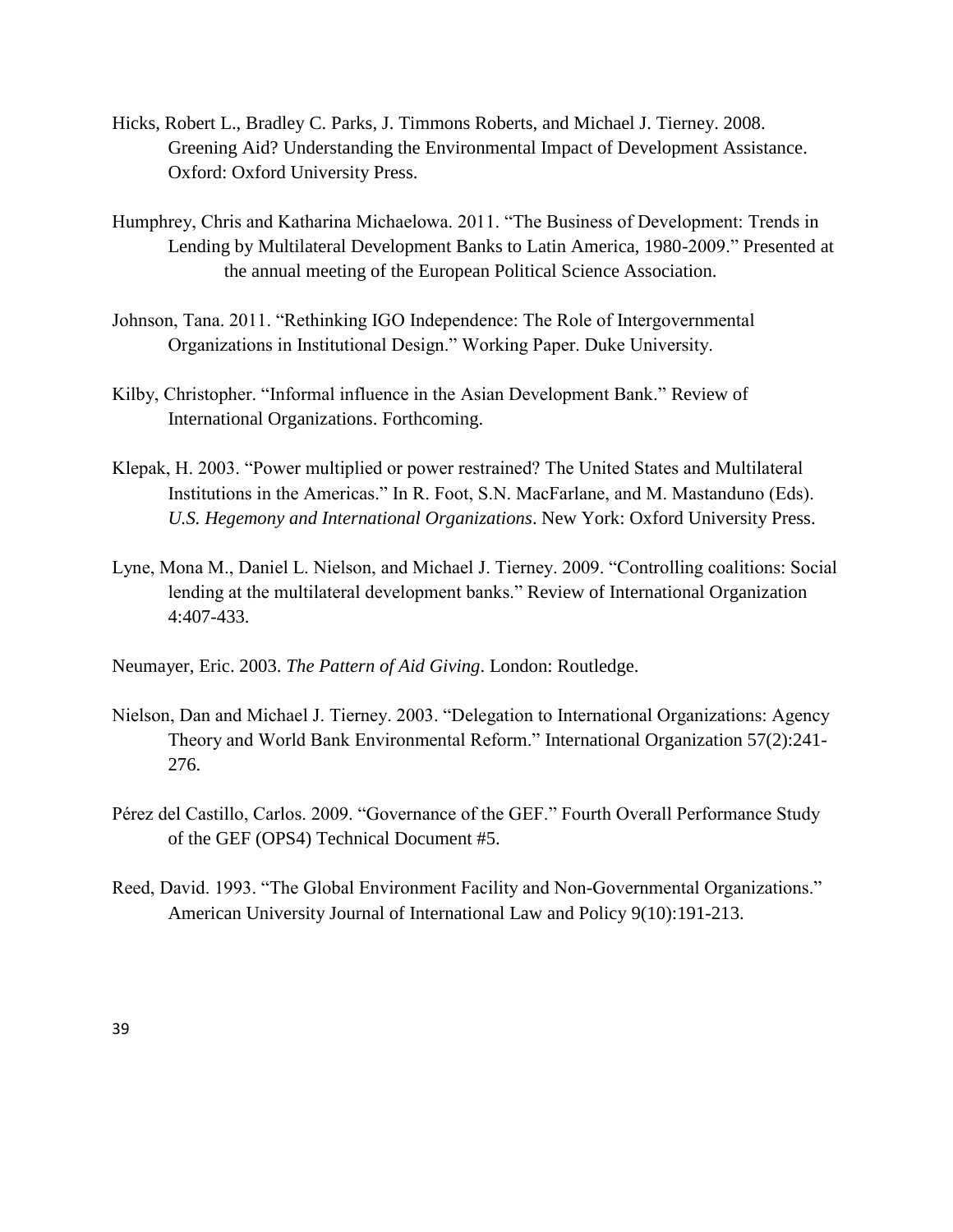Hicks, Robert L., Bradley C. Parks, J. Timmons Roberts, and Michael J. Tierney. 2008. Greening Aid? Understanding the Environmental Impact of Development Assistance. Oxford: Oxford University Press.

Humphrey, Chris and Katharina Michaelowa. 2011. "The Business of Development: Trends in Lending by Multilateral Development Banks to Latin America, 1980-2009." Presented at the annual meeting of the European Political Science Association.

Johnson, Tana. 2011. "Rethinking IGO Independence: The Role of Intergovernmental Organizations in Institutional Design." Working Paper. Duke University.

Kilby, Christopher. "Informal influence in the Asian Development Bank." Review of International Organizations. Forthcoming.

Klepak, H. 2003. "Power multiplied or power restrained? The United States and Multilateral Institutions in the Americas." In R. Foot, S.N. MacFarlane, and M. Mastanduno (Eds). *U.S. Hegemony and International Organizations*. New York: Oxford University Press.

Lyne, Mona M., Daniel L. Nielson, and Michael J. Tierney. 2009. "Controlling coalitions: Social lending at the multilateral development banks." Review of International Organization 4:407-433.

Neumayer, Eric. 2003. *The Pattern of Aid Giving*. London: Routledge.

Nielson, Dan and Michael J. Tierney. 2003. "Delegation to International Organizations: Agency Theory and World Bank Environmental Reform." International Organization 57(2):241-276.

Pérez del Castillo, Carlos. 2009. "Governance of the GEF." Fourth Overall Performance Study of the GEF (OPS4) Technical Document #5.

Reed, David. 1993. "The Global Environment Facility and Non-Governmental Organizations." American University Journal of International Law and Policy 9(10):191-213.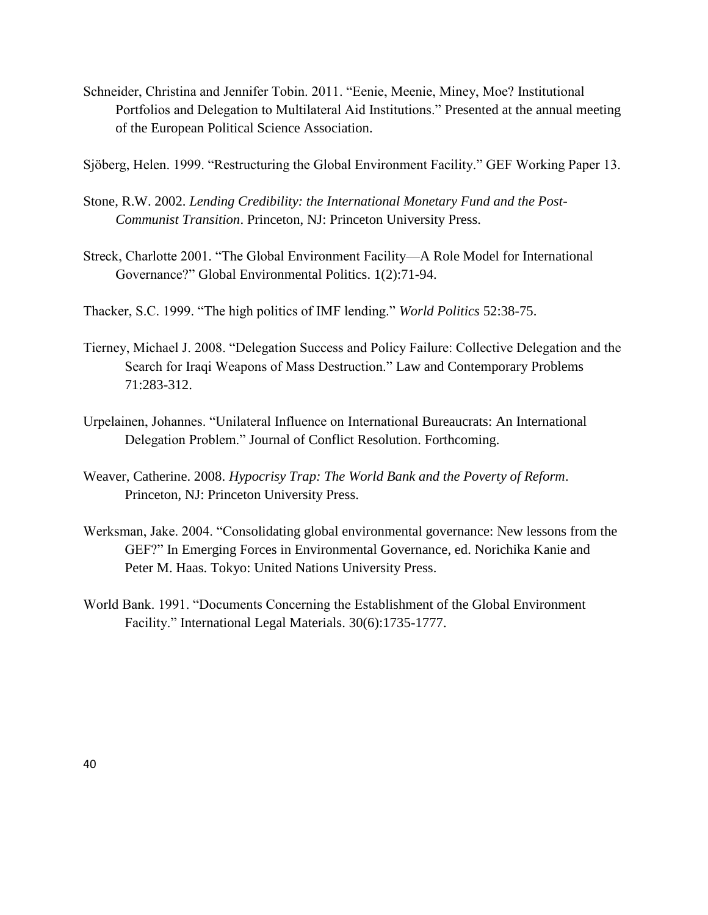Schneider, Christina and Jennifer Tobin. 2011. "Eenie, Meenie, Miney, Moe? Institutional Portfolios and Delegation to Multilateral Aid Institutions." Presented at the annual meeting of the European Political Science Association.

Sjöberg, Helen. 1999. "Restructuring the Global Environment Facility." GEF Working Paper 13.

Stone, R.W. 2002. *Lending Credibility: the International Monetary Fund and the Post-Communist Transition*. Princeton, NJ: Princeton University Press.

Streck, Charlotte 2001. "The Global Environment Facility—A Role Model for International Governance?" Global Environmental Politics. 1(2):71-94.

Thacker, S.C. 1999. "The high politics of IMF lending." *World Politics* 52:38-75.

Tierney, Michael J. 2008. "Delegation Success and Policy Failure: Collective Delegation and the Search for Iraqi Weapons of Mass Destruction." Law and Contemporary Problems 71:283-312.

Urpelainen, Johannes. "Unilateral Influence on International Bureaucrats: An International Delegation Problem." Journal of Conflict Resolution. Forthcoming.

Weaver, Catherine. 2008. *Hypocrisy Trap: The World Bank and the Poverty of Reform*. Princeton, NJ: Princeton University Press.

Werksman, Jake. 2004. "Consolidating global environmental governance: New lessons from the GEF?" In Emerging Forces in Environmental Governance, ed. Norichika Kanie and Peter M. Haas. Tokyo: United Nations University Press.

World Bank. 1991. "Documents Concerning the Establishment of the Global Environment Facility." International Legal Materials. 30(6):1735-1777.